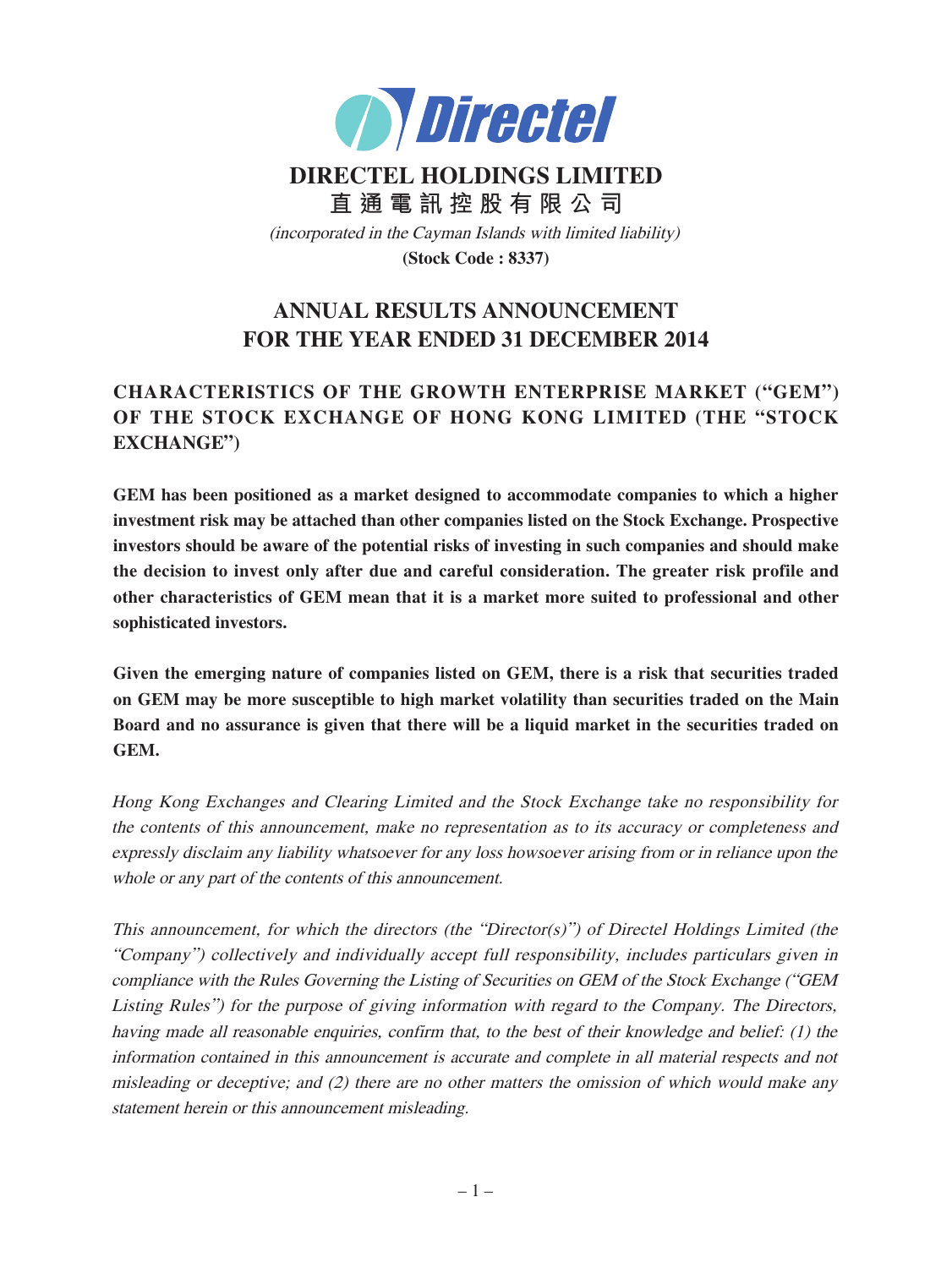# DIRECTEL HOLDINGS LIMITED

## 直通電訊控股有限公司

*(incorporated in the Cayman Islands with limited liability)*

**(Stock Code : 8337)**

# ANNUAL RESULTS ANNOUNCEMENT FOR THE YEAR ENDED 31 DECEMBER 2014

## CHARACTERISTICS OF THE GROWTH ENTERPRISE MARKET ("GEM") OF THE STOCK EXCHANGE OF HONG KONG LIMITED (THE "STOCK EXCHANGE")

**GEM has been positioned as a market designed to accommodate companies to which a higher investment risk may be attached than other companies listed on the Stock Exchange. Prospective investors should be aware of the potential risks of investing in such companies and should make the decision to invest only after due and careful consideration. The greater risk profile and other characteristics of GEM mean that it is a market more suited to professional and other sophisticated investors.**

**Given the emerging nature of companies listed on GEM, there is a risk that securities traded on GEM may be more susceptible to high market volatility than securities traded on the Main Board and no assurance is given that there will be a liquid market in the securities traded on GEM.**

*Hong Kong Exchanges and Clearing Limited and the Stock Exchange take no responsibility for the contents of this announcement, make no representation as to its accuracy or completeness and expressly disclaim any liability whatsoever for any loss howsoever arising from or in reliance upon the whole or any part of the contents of this announcement.*

*This announcement, for which the directors (the "Director(s)") of Directel Holdings Limited (the "Company") collectively and individually accept full responsibility, includes particulars given in compliance with the Rules Governing the Listing of Securities on GEM of the Stock Exchange ("GEM Listing Rules") for the purpose of giving information with regard to the Company. The Directors, having made all reasonable enquiries, confirm that, to the best of their knowledge and belief: (1) the information contained in this announcement is accurate and complete in all material respects and not misleading or deceptive; and (2) there are no other matters the omission of which would make any statement herein or this announcement misleading.*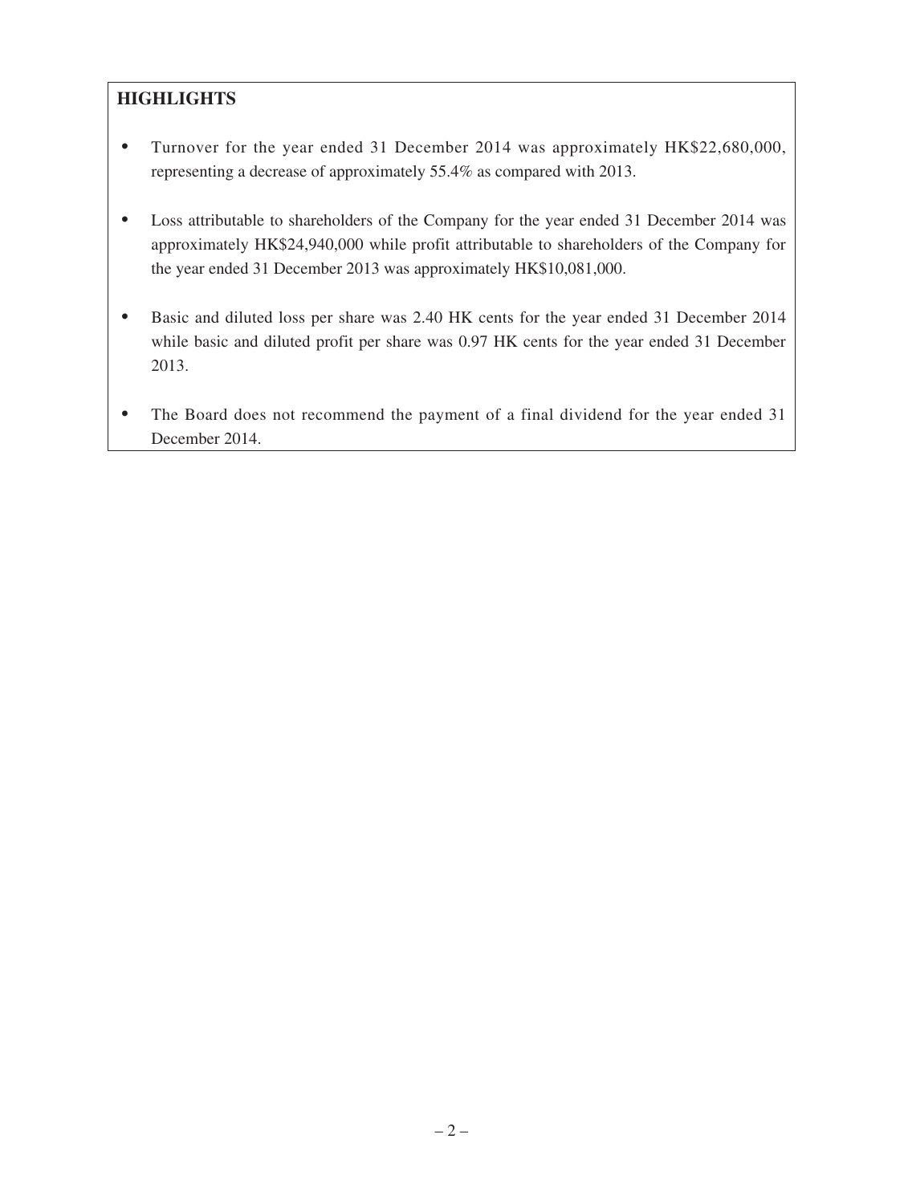## HIGHLIGHTS

- Turnover for the year ended 31 December 2014 was approximately HK$22,680,000, representing a decrease of approximately 55.4% as compared with 2013.
- Loss attributable to shareholders of the Company for the year ended 31 December 2014 was approximately HK$24,940,000 while profit attributable to shareholders of the Company for the year ended 31 December 2013 was approximately HK$10,081,000.
- Basic and diluted loss per share was 2.40 HK cents for the year ended 31 December 2014 while basic and diluted profit per share was 0.97 HK cents for the year ended 31 December 2013.
- The Board does not recommend the payment of a final dividend for the year ended 31 December 2014.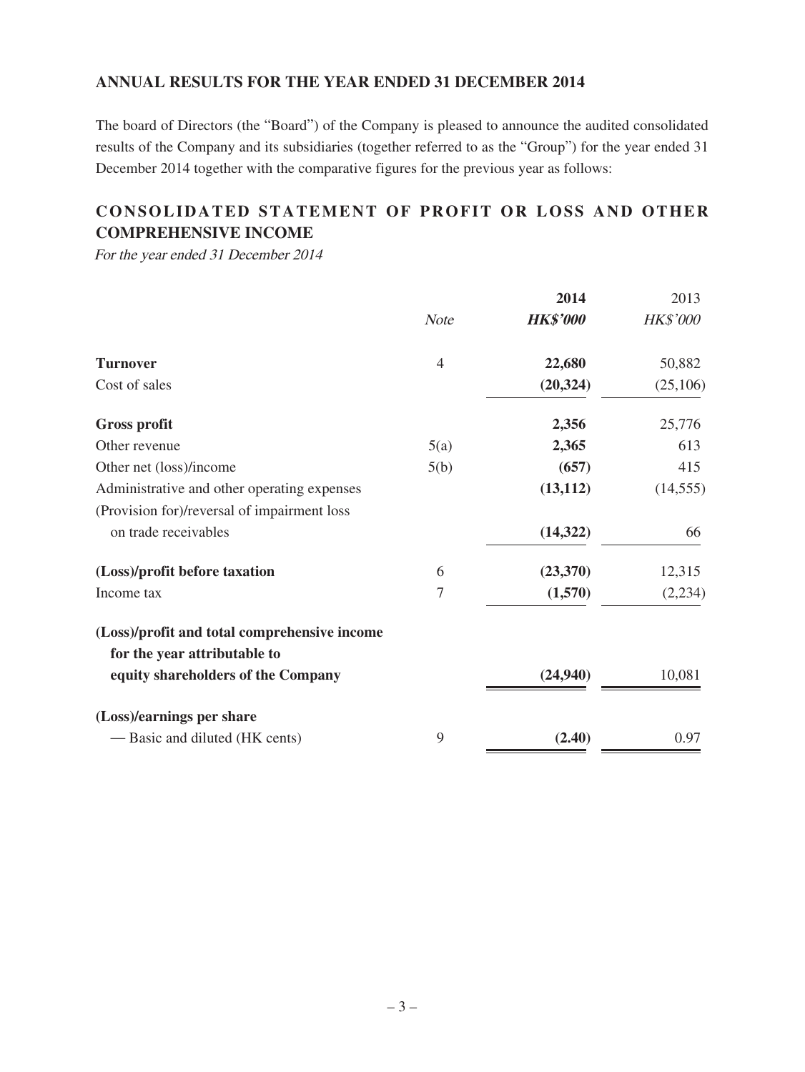## ANNUAL RESULTS FOR THE YEAR ENDED 31 DECEMBER 2014

The board of Directors (the "Board") of the Company is pleased to announce the audited consolidated results of the Company and its subsidiaries (together referred to as the "Group") for the year ended 31 December 2014 together with the comparative figures for the previous year as follows:

## CONSOLIDATED STATEMENT OF PROFIT OR LOSS AND OTHER COMPREHENSIVE INCOME

*For the year ended 31 December 2014*

| | *Note* | **2014** | 2013 |
|---|---|---|---|
| | | ***HK$'000*** | *HK$'000* |
| **Turnover** | 4 | **22,680** | 50,882 |
| Cost of sales | | **(20,324)** | (25,106) |
| **Gross profit** | | **2,356** | 25,776 |
| Other revenue | 5(a) | **2,365** | 613 |
| Other net (loss)/income | 5(b) | **(657)** | 415 |
| Administrative and other operating expenses | | **(13,112)** | (14,555) |
| (Provision for)/reversal of impairment loss on trade receivables | | **(14,322)** | 66 |
| **(Loss)/profit before taxation** | 6 | **(23,370)** | 12,315 |
| Income tax | 7 | **(1,570)** | (2,234) |
| **(Loss)/profit and total comprehensive income for the year attributable to equity shareholders of the Company** | | **(24,940)** | 10,081 |
| **(Loss)/earnings per share** | | | |
| — Basic and diluted (HK cents) | 9 | **(2.40)** | 0.97 |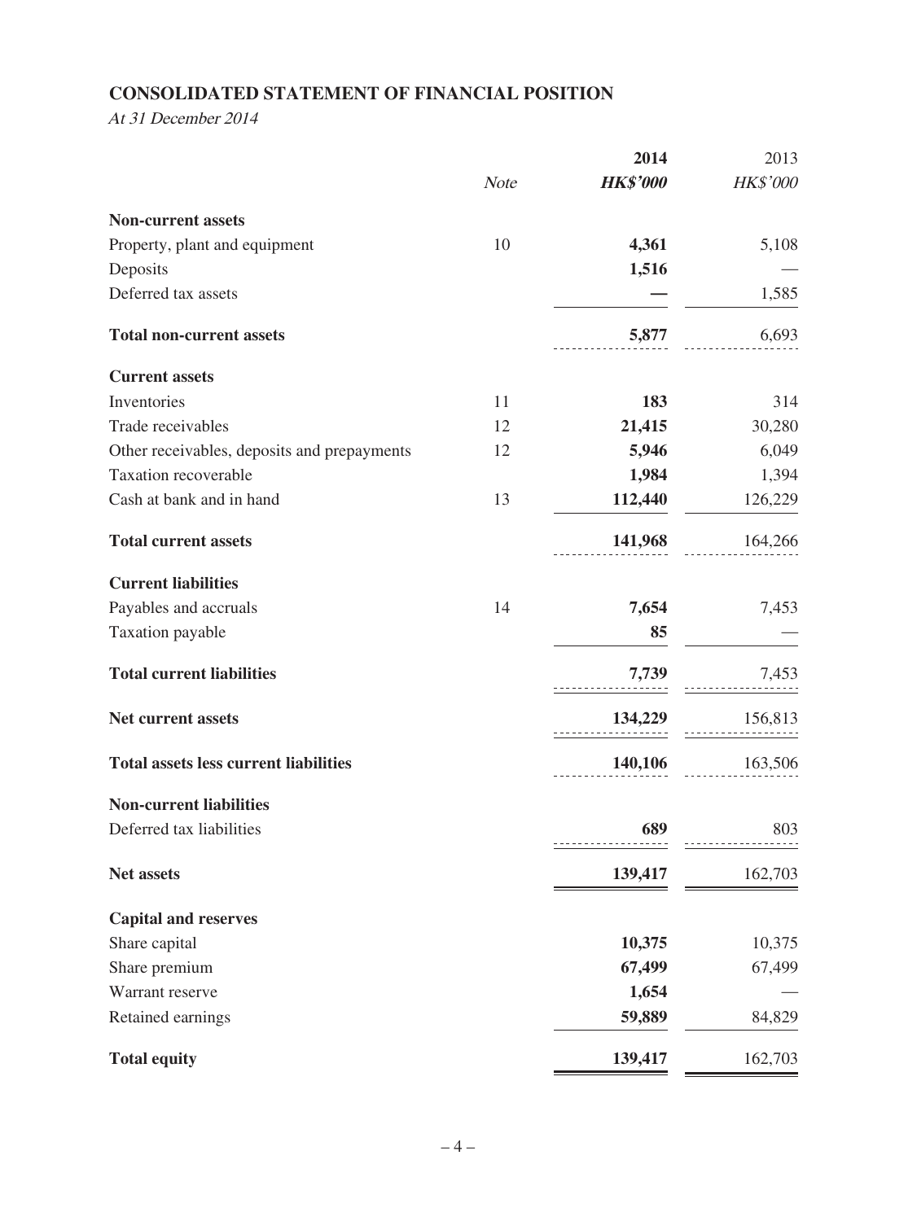## CONSOLIDATED STATEMENT OF FINANCIAL POSITION

*At 31 December 2014*

| | *Note* | **2014** **HK$'000** | 2013 HK$'000 |
|---|---|---|---|
| **Non-current assets** | | | |
| Property, plant and equipment | 10 | **4,361** | 5,108 |
| Deposits | | **1,516** | — |
| Deferred tax assets | | **—** | 1,585 |
| **Total non-current assets** | | **5,877** | 6,693 |
| **Current assets** | | | |
| Inventories | 11 | **183** | 314 |
| Trade receivables | 12 | **21,415** | 30,280 |
| Other receivables, deposits and prepayments | 12 | **5,946** | 6,049 |
| Taxation recoverable | | **1,984** | 1,394 |
| Cash at bank and in hand | 13 | **112,440** | 126,229 |
| **Total current assets** | | **141,968** | 164,266 |
| **Current liabilities** | | | |
| Payables and accruals | 14 | **7,654** | 7,453 |
| Taxation payable | | **85** | — |
| **Total current liabilities** | | **7,739** | 7,453 |
| **Net current assets** | | **134,229** | 156,813 |
| **Total assets less current liabilities** | | **140,106** | 163,506 |
| **Non-current liabilities** | | | |
| Deferred tax liabilities | | **689** | 803 |
| **Net assets** | | **139,417** | 162,703 |
| **Capital and reserves** | | | |
| Share capital | | **10,375** | 10,375 |
| Share premium | | **67,499** | 67,499 |
| Warrant reserve | | **1,654** | — |
| Retained earnings | | **59,889** | 84,829 |
| **Total equity** | | **139,417** | 162,703 |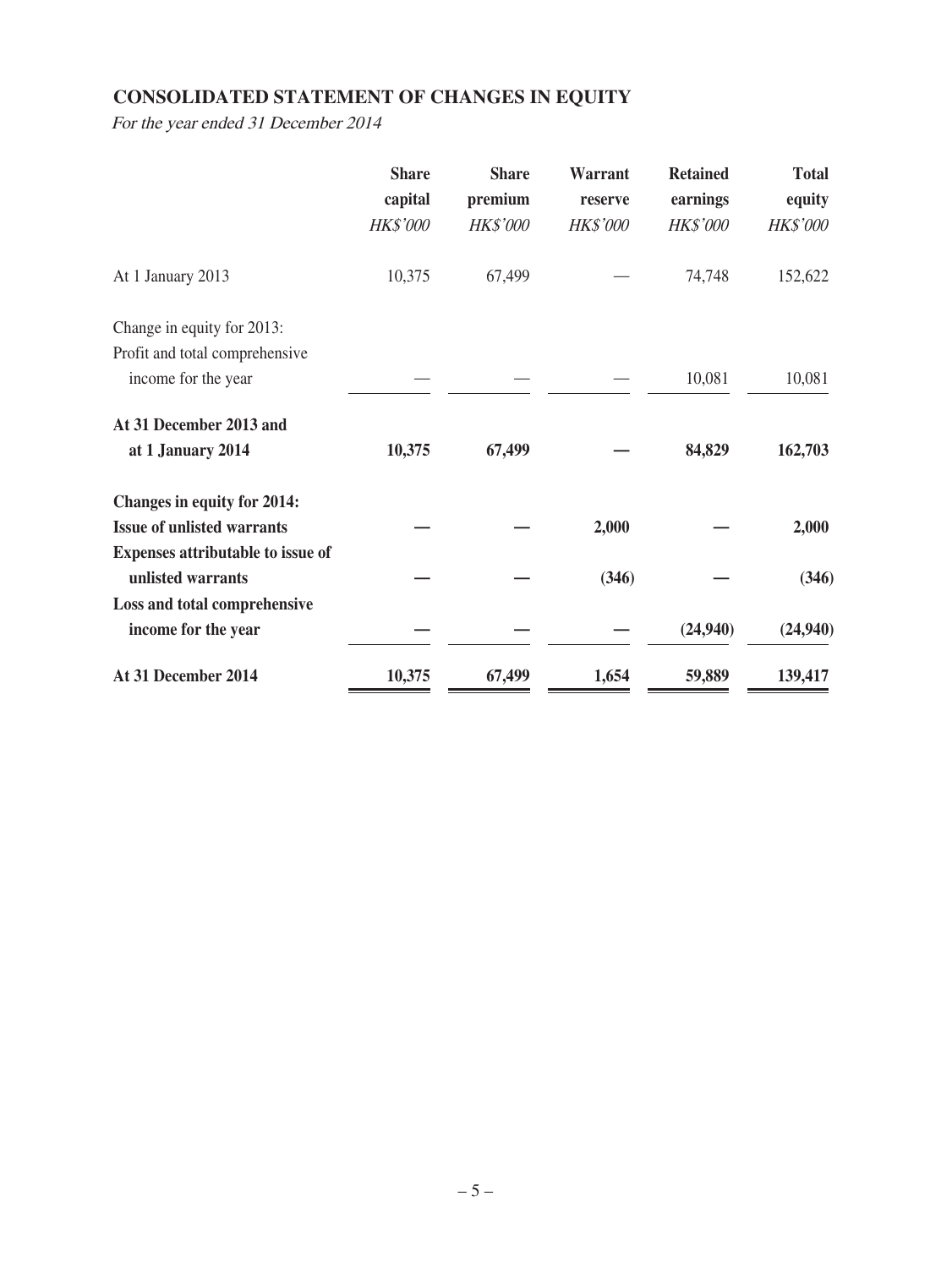## CONSOLIDATED STATEMENT OF CHANGES IN EQUITY

*For the year ended 31 December 2014*

| | Share capital | Share premium | Warrant reserve | Retained earnings | Total equity |
|---|---|---|---|---|---|
| | *HK$'000* | *HK$'000* | *HK$'000* | *HK$'000* | *HK$'000* |
| At 1 January 2013 | 10,375 | 67,499 | — | 74,748 | 152,622 |
| Change in equity for 2013: | | | | | |
| Profit and total comprehensive income for the year | — | — | — | 10,081 | 10,081 |
| **At 31 December 2013 and at 1 January 2014** | **10,375** | **67,499** | **—** | **84,829** | **162,703** |
| **Changes in equity for 2014:** | | | | | |
| **Issue of unlisted warrants** | **—** | **—** | **2,000** | **—** | **2,000** |
| **Expenses attributable to issue of unlisted warrants** | **—** | **—** | **(346)** | **—** | **(346)** |
| **Loss and total comprehensive income for the year** | **—** | **—** | **—** | **(24,940)** | **(24,940)** |
| **At 31 December 2014** | **10,375** | **67,499** | **1,654** | **59,889** | **139,417** |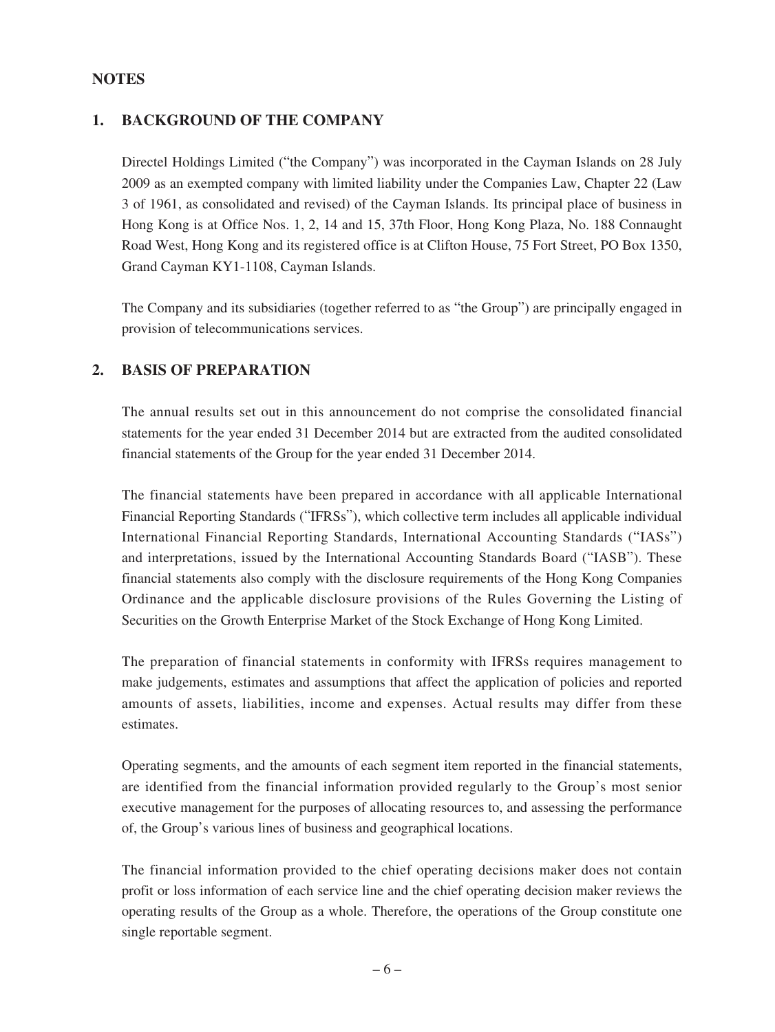## NOTES

### 1. BACKGROUND OF THE COMPANY

Directel Holdings Limited ("the Company") was incorporated in the Cayman Islands on 28 July 2009 as an exempted company with limited liability under the Companies Law, Chapter 22 (Law 3 of 1961, as consolidated and revised) of the Cayman Islands. Its principal place of business in Hong Kong is at Office Nos. 1, 2, 14 and 15, 37th Floor, Hong Kong Plaza, No. 188 Connaught Road West, Hong Kong and its registered office is at Clifton House, 75 Fort Street, PO Box 1350, Grand Cayman KY1-1108, Cayman Islands.

The Company and its subsidiaries (together referred to as "the Group") are principally engaged in provision of telecommunications services.

### 2. BASIS OF PREPARATION

The annual results set out in this announcement do not comprise the consolidated financial statements for the year ended 31 December 2014 but are extracted from the audited consolidated financial statements of the Group for the year ended 31 December 2014.

The financial statements have been prepared in accordance with all applicable International Financial Reporting Standards ("IFRSs"), which collective term includes all applicable individual International Financial Reporting Standards, International Accounting Standards ("IASs") and interpretations, issued by the International Accounting Standards Board ("IASB"). These financial statements also comply with the disclosure requirements of the Hong Kong Companies Ordinance and the applicable disclosure provisions of the Rules Governing the Listing of Securities on the Growth Enterprise Market of the Stock Exchange of Hong Kong Limited.

The preparation of financial statements in conformity with IFRSs requires management to make judgements, estimates and assumptions that affect the application of policies and reported amounts of assets, liabilities, income and expenses. Actual results may differ from these estimates.

Operating segments, and the amounts of each segment item reported in the financial statements, are identified from the financial information provided regularly to the Group's most senior executive management for the purposes of allocating resources to, and assessing the performance of, the Group's various lines of business and geographical locations.

The financial information provided to the chief operating decisions maker does not contain profit or loss information of each service line and the chief operating decision maker reviews the operating results of the Group as a whole. Therefore, the operations of the Group constitute one single reportable segment.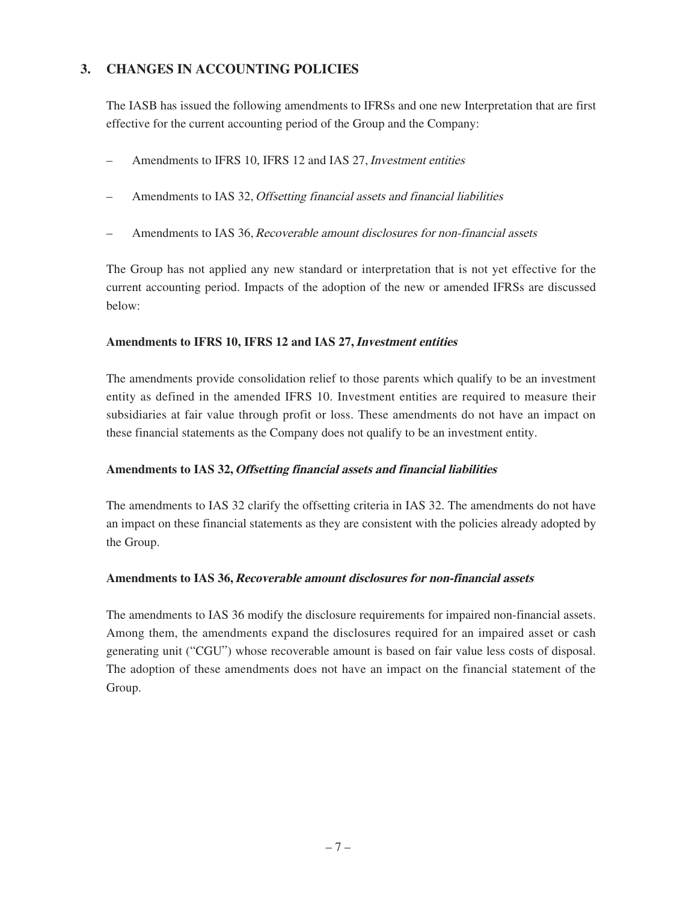## 3. CHANGES IN ACCOUNTING POLICIES

The IASB has issued the following amendments to IFRSs and one new Interpretation that are first effective for the current accounting period of the Group and the Company:

– Amendments to IFRS 10, IFRS 12 and IAS 27, *Investment entities*

– Amendments to IAS 32, *Offsetting financial assets and financial liabilities*

– Amendments to IAS 36, *Recoverable amount disclosures for non-financial assets*

The Group has not applied any new standard or interpretation that is not yet effective for the current accounting period. Impacts of the adoption of the new or amended IFRSs are discussed below:

### Amendments to IFRS 10, IFRS 12 and IAS 27, *Investment entities*

The amendments provide consolidation relief to those parents which qualify to be an investment entity as defined in the amended IFRS 10. Investment entities are required to measure their subsidiaries at fair value through profit or loss. These amendments do not have an impact on these financial statements as the Company does not qualify to be an investment entity.

### Amendments to IAS 32, *Offsetting financial assets and financial liabilities*

The amendments to IAS 32 clarify the offsetting criteria in IAS 32. The amendments do not have an impact on these financial statements as they are consistent with the policies already adopted by the Group.

### Amendments to IAS 36, *Recoverable amount disclosures for non-financial assets*

The amendments to IAS 36 modify the disclosure requirements for impaired non-financial assets. Among them, the amendments expand the disclosures required for an impaired asset or cash generating unit ("CGU") whose recoverable amount is based on fair value less costs of disposal. The adoption of these amendments does not have an impact on the financial statement of the Group.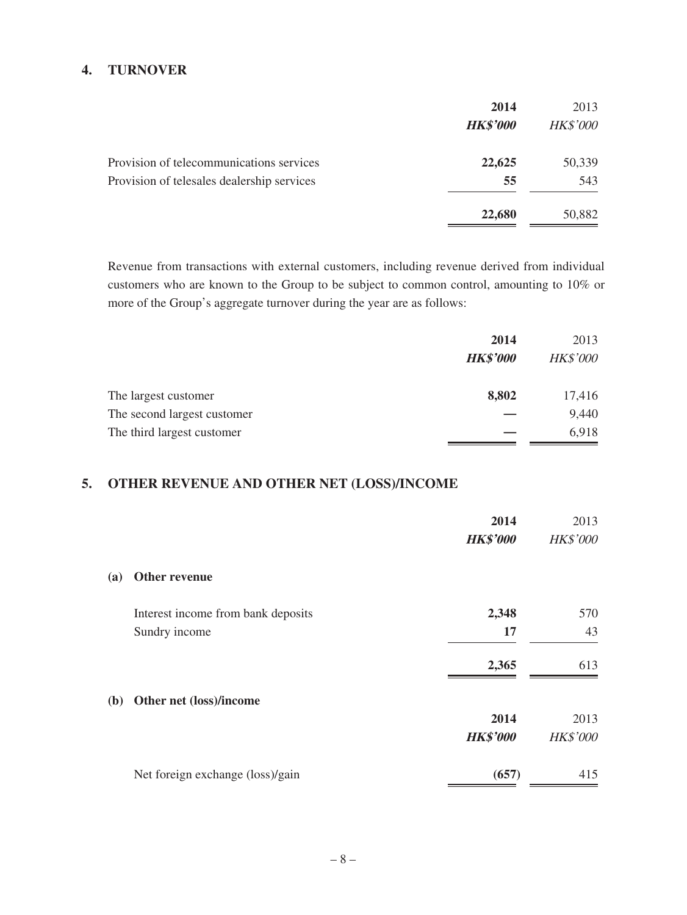## 4. TURNOVER

| | 2014 | 2013 |
|---|---|---|
| | ***HK$'000*** | *HK$'000* |
| Provision of telecommunications services | **22,625** | 50,339 |
| Provision of telesales dealership services | **55** | 543 |
| | **22,680** | 50,882 |

Revenue from transactions with external customers, including revenue derived from individual customers who are known to the Group to be subject to common control, amounting to 10% or more of the Group's aggregate turnover during the year are as follows:

| | 2014 | 2013 |
|---|---|---|
| | ***HK$'000*** | *HK$'000* |
| The largest customer | **8,802** | 17,416 |
| The second largest customer | **—** | 9,440 |
| The third largest customer | **—** | 6,918 |

## 5. OTHER REVENUE AND OTHER NET (LOSS)/INCOME

| | 2014 | 2013 |
|---|---|---|
| | ***HK$'000*** | *HK$'000* |
| **(a) Other revenue** | | |
| Interest income from bank deposits | **2,348** | 570 |
| Sundry income | **17** | 43 |
| | **2,365** | 613 |

**(b) Other net (loss)/income**

| | 2014 | 2013 |
|---|---|---|
| | ***HK$'000*** | *HK$'000* |
| Net foreign exchange (loss)/gain | **(657)** | 415 |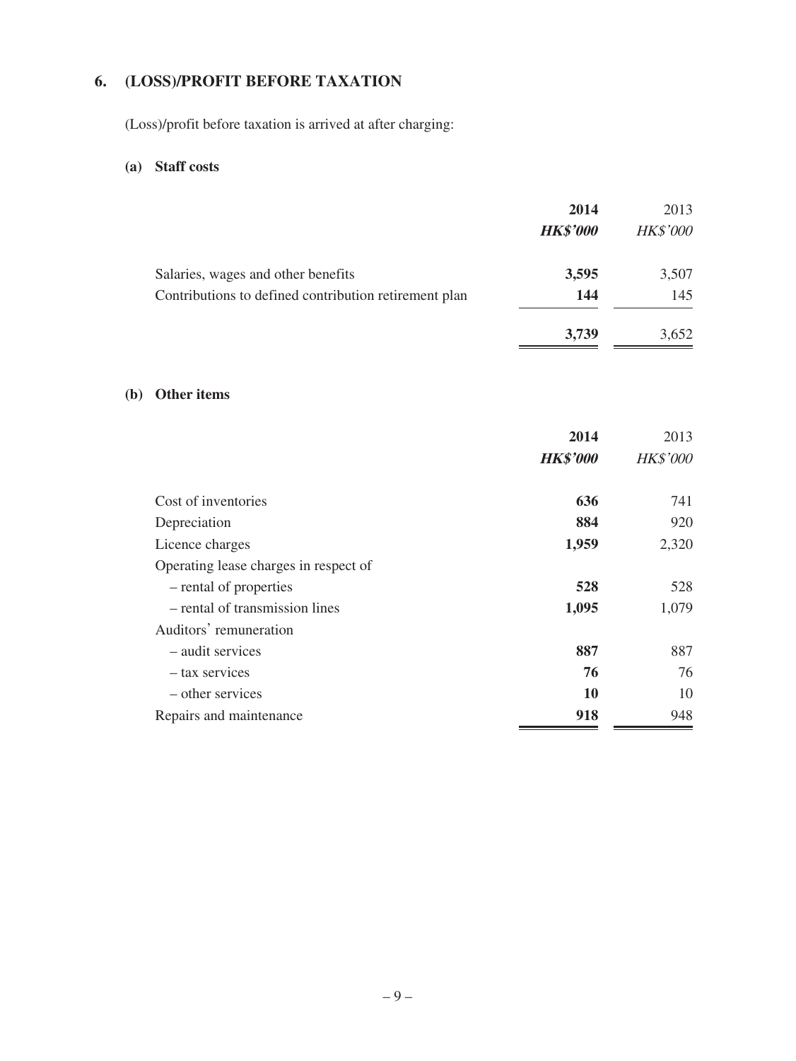## 6. (LOSS)/PROFIT BEFORE TAXATION

(Loss)/profit before taxation is arrived at after charging:

### (a) Staff costs

| | **2014** | 2013 |
|---|---|---|
| | ***HK$'000*** | *HK$'000* |
| Salaries, wages and other benefits | **3,595** | 3,507 |
| Contributions to defined contribution retirement plan | **144** | 145 |
| | **3,739** | 3,652 |

### (b) Other items

| | **2014** | 2013 |
|---|---|---|
| | ***HK$'000*** | *HK$'000* |
| Cost of inventories | **636** | 741 |
| Depreciation | **884** | 920 |
| Licence charges | **1,959** | 2,320 |
| Operating lease charges in respect of | | |
| – rental of properties | **528** | 528 |
| – rental of transmission lines | **1,095** | 1,079 |
| Auditors' remuneration | | |
| – audit services | **887** | 887 |
| – tax services | **76** | 76 |
| – other services | **10** | 10 |
| Repairs and maintenance | **918** | 948 |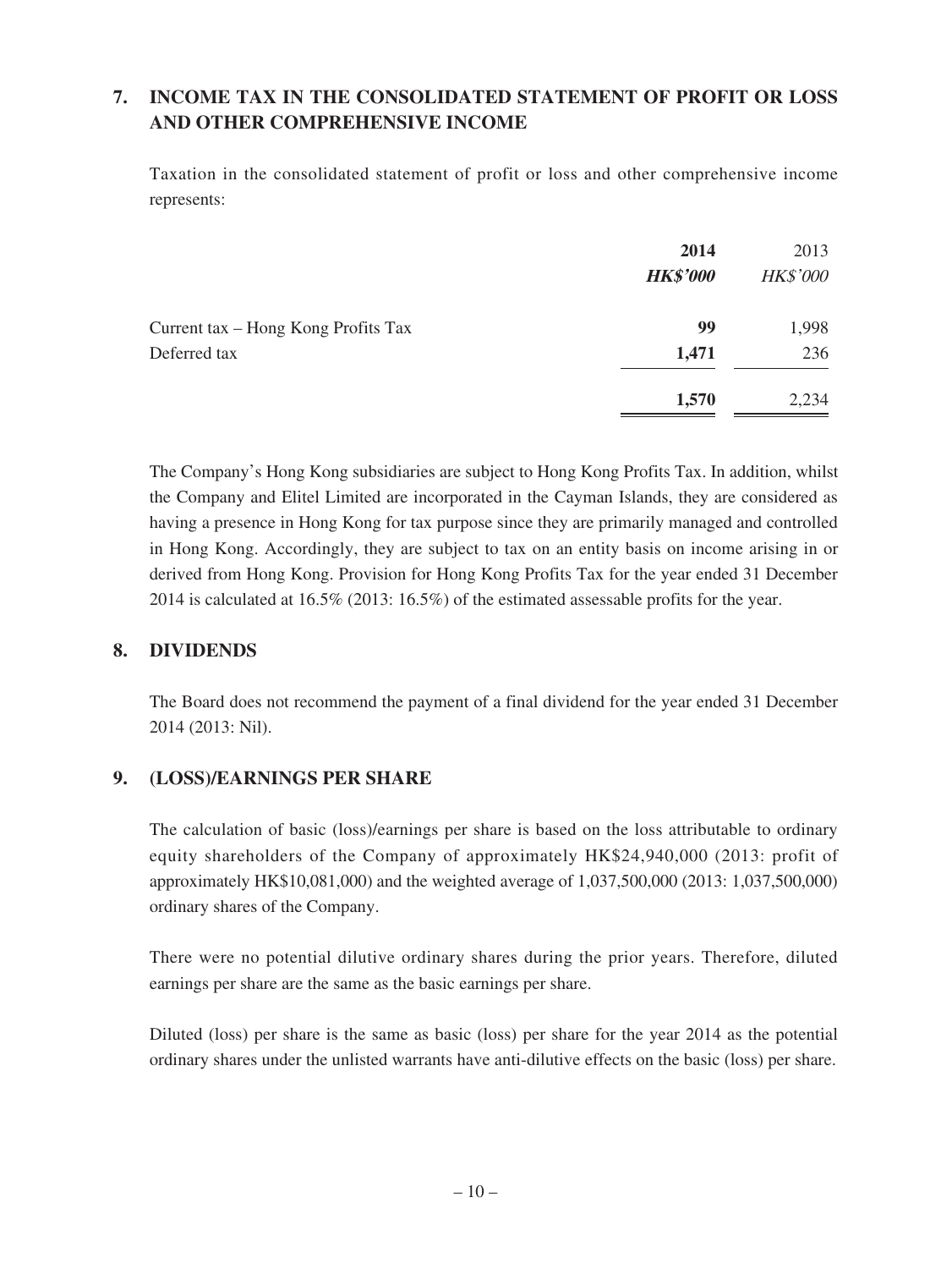## 7. INCOME TAX IN THE CONSOLIDATED STATEMENT OF PROFIT OR LOSS AND OTHER COMPREHENSIVE INCOME

Taxation in the consolidated statement of profit or loss and other comprehensive income represents:

| | **2014** | 2013 |
|---|---|---|
| | ***HK$'000*** | *HK$'000* |
| Current tax – Hong Kong Profits Tax | **99** | 1,998 |
| Deferred tax | **1,471** | 236 |
| | **1,570** | 2,234 |

The Company's Hong Kong subsidiaries are subject to Hong Kong Profits Tax. In addition, whilst the Company and Elitel Limited are incorporated in the Cayman Islands, they are considered as having a presence in Hong Kong for tax purpose since they are primarily managed and controlled in Hong Kong. Accordingly, they are subject to tax on an entity basis on income arising in or derived from Hong Kong. Provision for Hong Kong Profits Tax for the year ended 31 December 2014 is calculated at 16.5% (2013: 16.5%) of the estimated assessable profits for the year.

## 8. DIVIDENDS

The Board does not recommend the payment of a final dividend for the year ended 31 December 2014 (2013: Nil).

## 9. (LOSS)/EARNINGS PER SHARE

The calculation of basic (loss)/earnings per share is based on the loss attributable to ordinary equity shareholders of the Company of approximately HK$24,940,000 (2013: profit of approximately HK$10,081,000) and the weighted average of 1,037,500,000 (2013: 1,037,500,000) ordinary shares of the Company.

There were no potential dilutive ordinary shares during the prior years. Therefore, diluted earnings per share are the same as the basic earnings per share.

Diluted (loss) per share is the same as basic (loss) per share for the year 2014 as the potential ordinary shares under the unlisted warrants have anti-dilutive effects on the basic (loss) per share.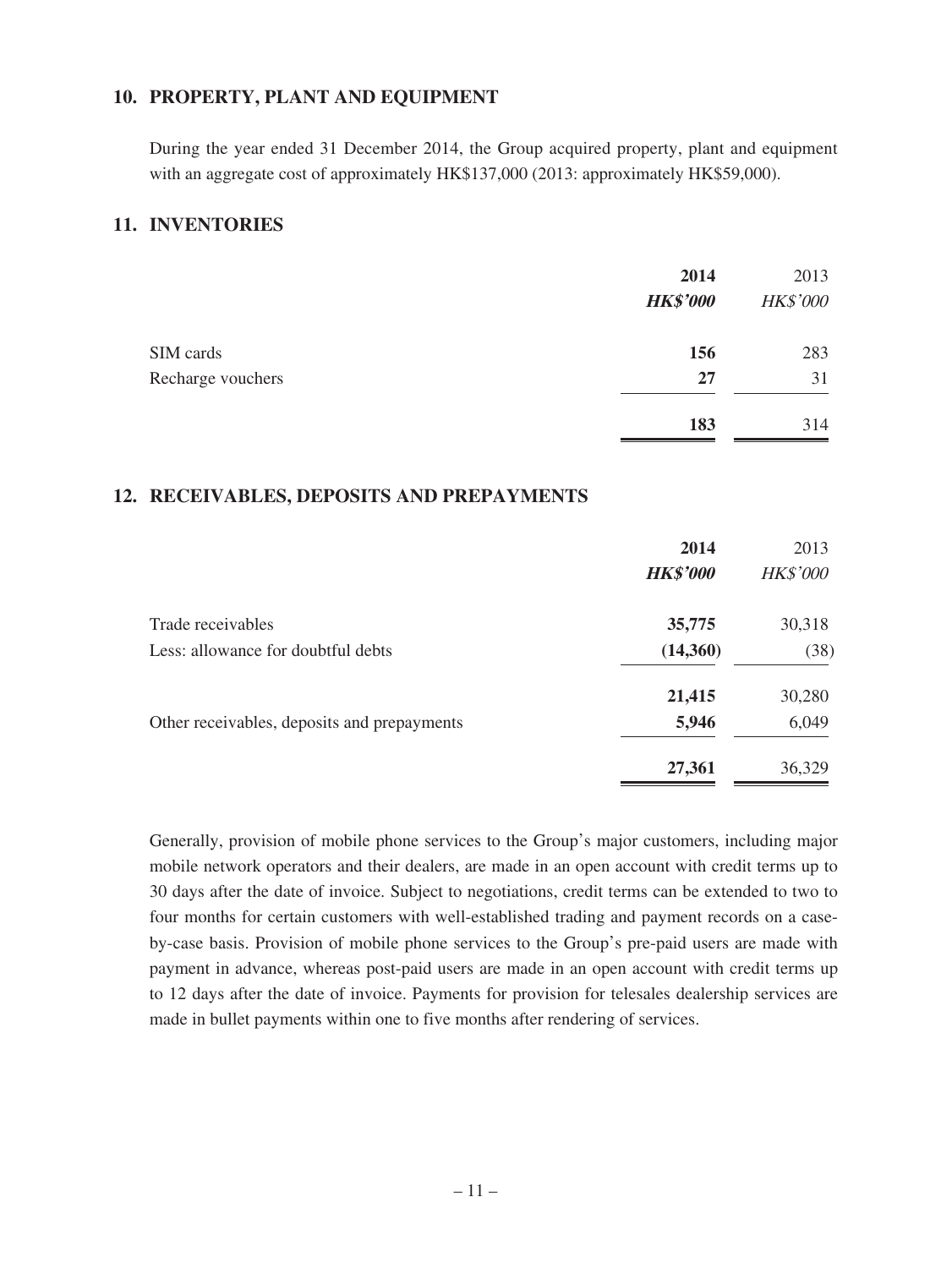## 10. PROPERTY, PLANT AND EQUIPMENT

During the year ended 31 December 2014, the Group acquired property, plant and equipment with an aggregate cost of approximately HK$137,000 (2013: approximately HK$59,000).

## 11. INVENTORIES

| | **2014** | 2013 |
|---|---|---|
| | ***HK$'000*** | *HK$'000* |
| SIM cards | **156** | 283 |
| Recharge vouchers | **27** | 31 |
| | **183** | 314 |

## 12. RECEIVABLES, DEPOSITS AND PREPAYMENTS

| | **2014** | 2013 |
|---|---|---|
| | ***HK$'000*** | *HK$'000* |
| Trade receivables | **35,775** | 30,318 |
| Less: allowance for doubtful debts | **(14,360)** | (38) |
| | **21,415** | 30,280 |
| Other receivables, deposits and prepayments | **5,946** | 6,049 |
| | **27,361** | 36,329 |

Generally, provision of mobile phone services to the Group's major customers, including major mobile network operators and their dealers, are made in an open account with credit terms up to 30 days after the date of invoice. Subject to negotiations, credit terms can be extended to two to four months for certain customers with well-established trading and payment records on a case-by-case basis. Provision of mobile phone services to the Group's pre-paid users are made with payment in advance, whereas post-paid users are made in an open account with credit terms up to 12 days after the date of invoice. Payments for provision for telesales dealership services are made in bullet payments within one to five months after rendering of services.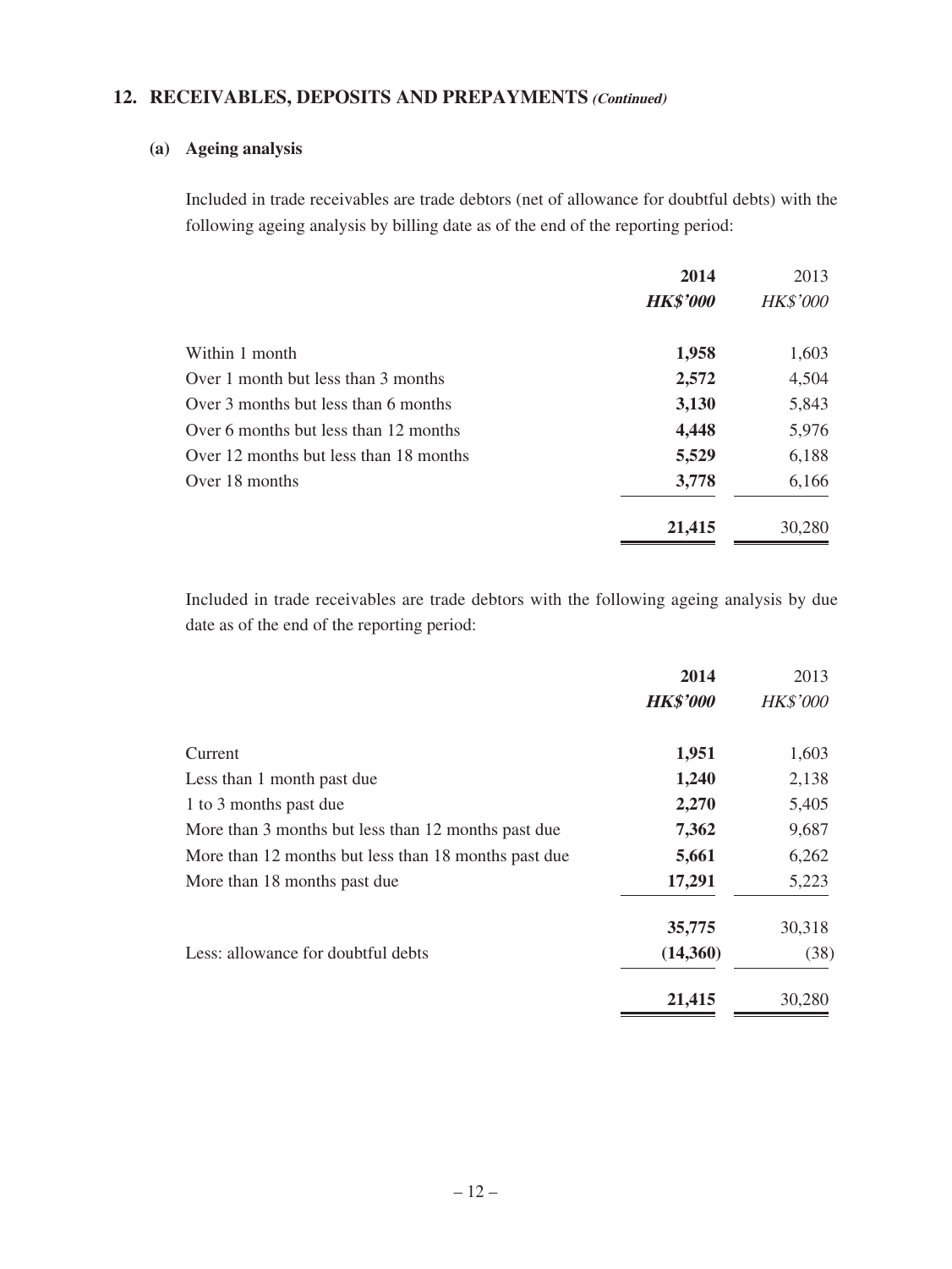## 12. RECEIVABLES, DEPOSITS AND PREPAYMENTS *(Continued)*

### (a) Ageing analysis

Included in trade receivables are trade debtors (net of allowance for doubtful debts) with the following ageing analysis by billing date as of the end of the reporting period:

| | 2014 | 2013 |
|---|---|---|
| | *HK$'000* | *HK$'000* |
| Within 1 month | **1,958** | 1,603 |
| Over 1 month but less than 3 months | **2,572** | 4,504 |
| Over 3 months but less than 6 months | **3,130** | 5,843 |
| Over 6 months but less than 12 months | **4,448** | 5,976 |
| Over 12 months but less than 18 months | **5,529** | 6,188 |
| Over 18 months | **3,778** | 6,166 |
| | **21,415** | 30,280 |

Included in trade receivables are trade debtors with the following ageing analysis by due date as of the end of the reporting period:

| | 2014 | 2013 |
|---|---|---|
| | *HK$'000* | *HK$'000* |
| Current | **1,951** | 1,603 |
| Less than 1 month past due | **1,240** | 2,138 |
| 1 to 3 months past due | **2,270** | 5,405 |
| More than 3 months but less than 12 months past due | **7,362** | 9,687 |
| More than 12 months but less than 18 months past due | **5,661** | 6,262 |
| More than 18 months past due | **17,291** | 5,223 |
| | **35,775** | 30,318 |
| Less: allowance for doubtful debts | **(14,360)** | (38) |
| | **21,415** | 30,280 |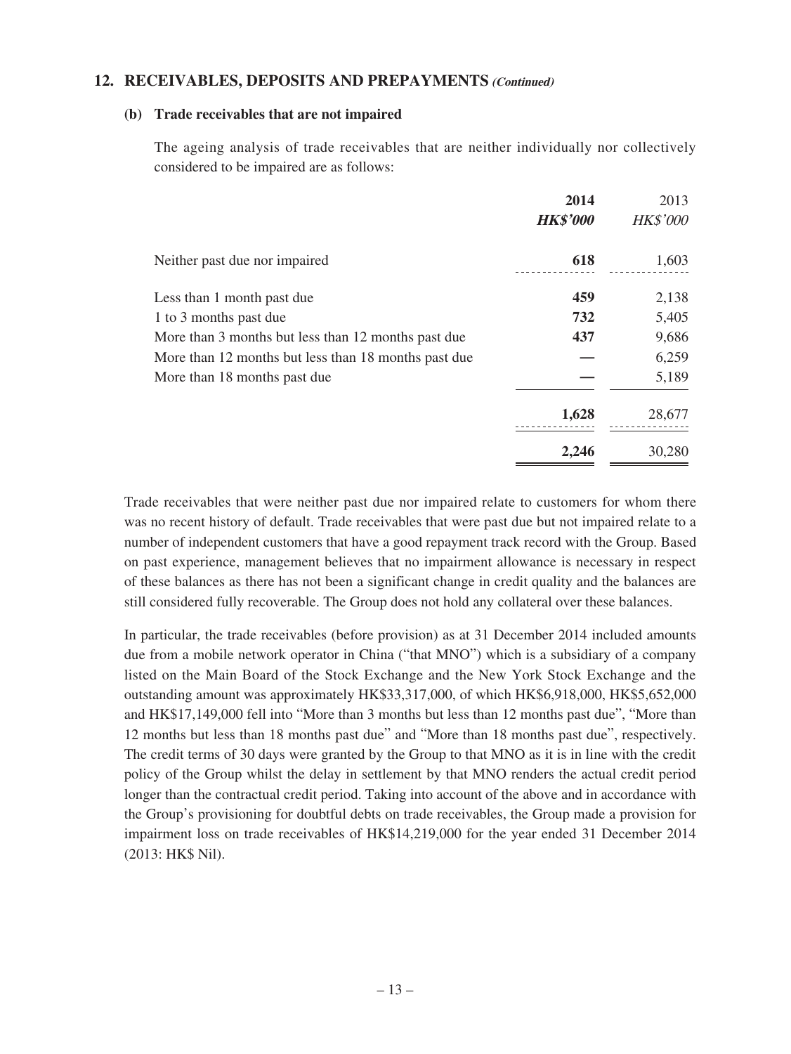## 12. RECEIVABLES, DEPOSITS AND PREPAYMENTS *(Continued)*

### (b) Trade receivables that are not impaired

The ageing analysis of trade receivables that are neither individually nor collectively considered to be impaired are as follows:

| | **2014** | 2013 |
|---|---|---|
| | ***HK$'000*** | *HK$'000* |
| Neither past due nor impaired | **618** | 1,603 |
| Less than 1 month past due | **459** | 2,138 |
| 1 to 3 months past due | **732** | 5,405 |
| More than 3 months but less than 12 months past due | **437** | 9,686 |
| More than 12 months but less than 18 months past due | **—** | 6,259 |
| More than 18 months past due | **—** | 5,189 |
| | **1,628** | 28,677 |
| | **2,246** | 30,280 |

Trade receivables that were neither past due nor impaired relate to customers for whom there was no recent history of default. Trade receivables that were past due but not impaired relate to a number of independent customers that have a good repayment track record with the Group. Based on past experience, management believes that no impairment allowance is necessary in respect of these balances as there has not been a significant change in credit quality and the balances are still considered fully recoverable. The Group does not hold any collateral over these balances.

In particular, the trade receivables (before provision) as at 31 December 2014 included amounts due from a mobile network operator in China ("that MNO") which is a subsidiary of a company listed on the Main Board of the Stock Exchange and the New York Stock Exchange and the outstanding amount was approximately HK$33,317,000, of which HK$6,918,000, HK$5,652,000 and HK$17,149,000 fell into "More than 3 months but less than 12 months past due", "More than 12 months but less than 18 months past due" and "More than 18 months past due", respectively. The credit terms of 30 days were granted by the Group to that MNO as it is in line with the credit policy of the Group whilst the delay in settlement by that MNO renders the actual credit period longer than the contractual credit period. Taking into account of the above and in accordance with the Group's provisioning for doubtful debts on trade receivables, the Group made a provision for impairment loss on trade receivables of HK$14,219,000 for the year ended 31 December 2014 (2013: HK$ Nil).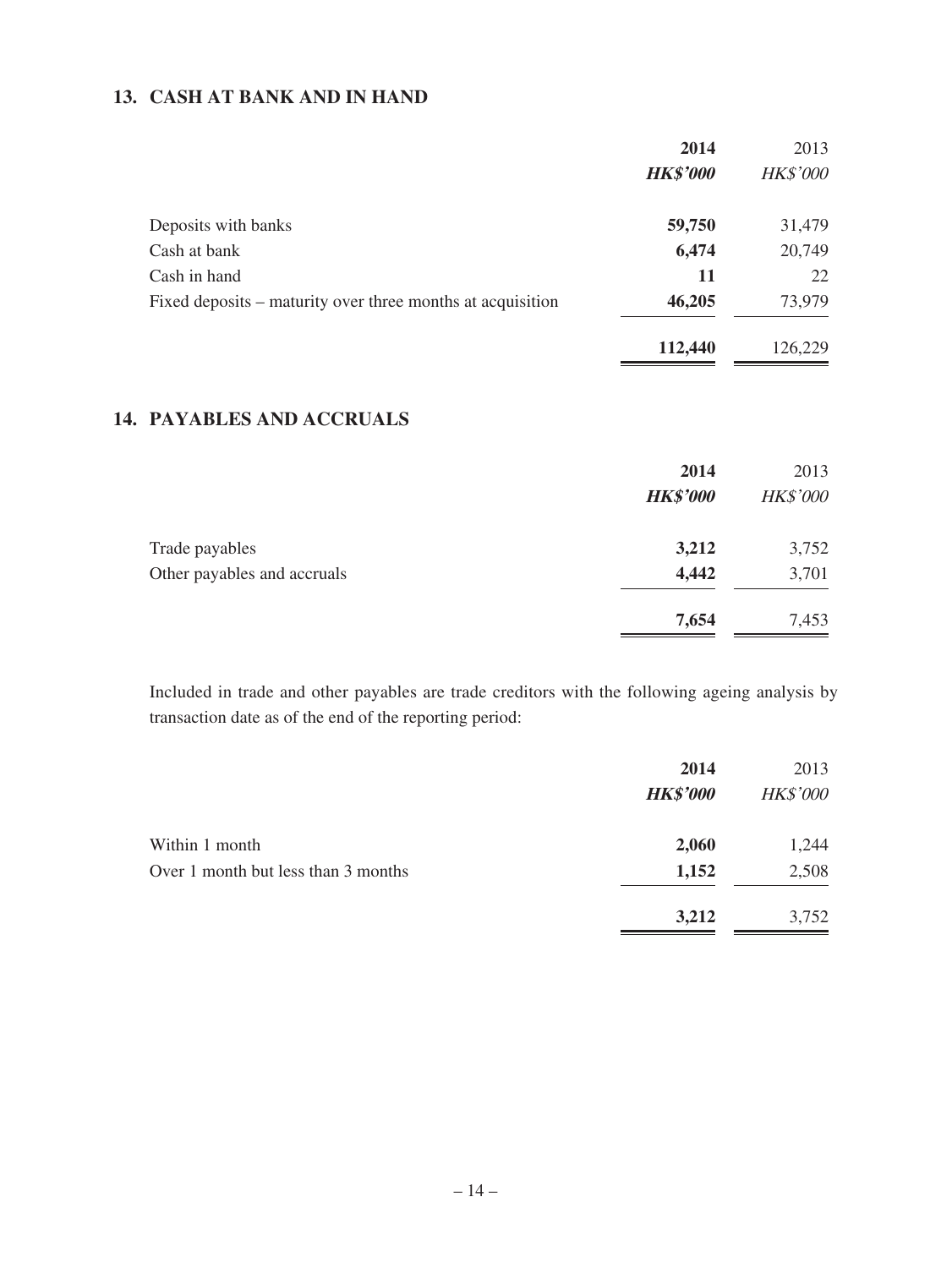## 13. CASH AT BANK AND IN HAND

| | 2014 | 2013 |
|---|---|---|
| | ***HK$'000*** | *HK$'000* |
| Deposits with banks | **59,750** | 31,479 |
| Cash at bank | **6,474** | 20,749 |
| Cash in hand | **11** | 22 |
| Fixed deposits – maturity over three months at acquisition | **46,205** | 73,979 |
| | **112,440** | 126,229 |

## 14. PAYABLES AND ACCRUALS

| | 2014 | 2013 |
|---|---|---|
| | ***HK$'000*** | *HK$'000* |
| Trade payables | **3,212** | 3,752 |
| Other payables and accruals | **4,442** | 3,701 |
| | **7,654** | 7,453 |

Included in trade and other payables are trade creditors with the following ageing analysis by transaction date as of the end of the reporting period:

| | 2014 | 2013 |
|---|---|---|
| | ***HK$'000*** | *HK$'000* |
| Within 1 month | **2,060** | 1,244 |
| Over 1 month but less than 3 months | **1,152** | 2,508 |
| | **3,212** | 3,752 |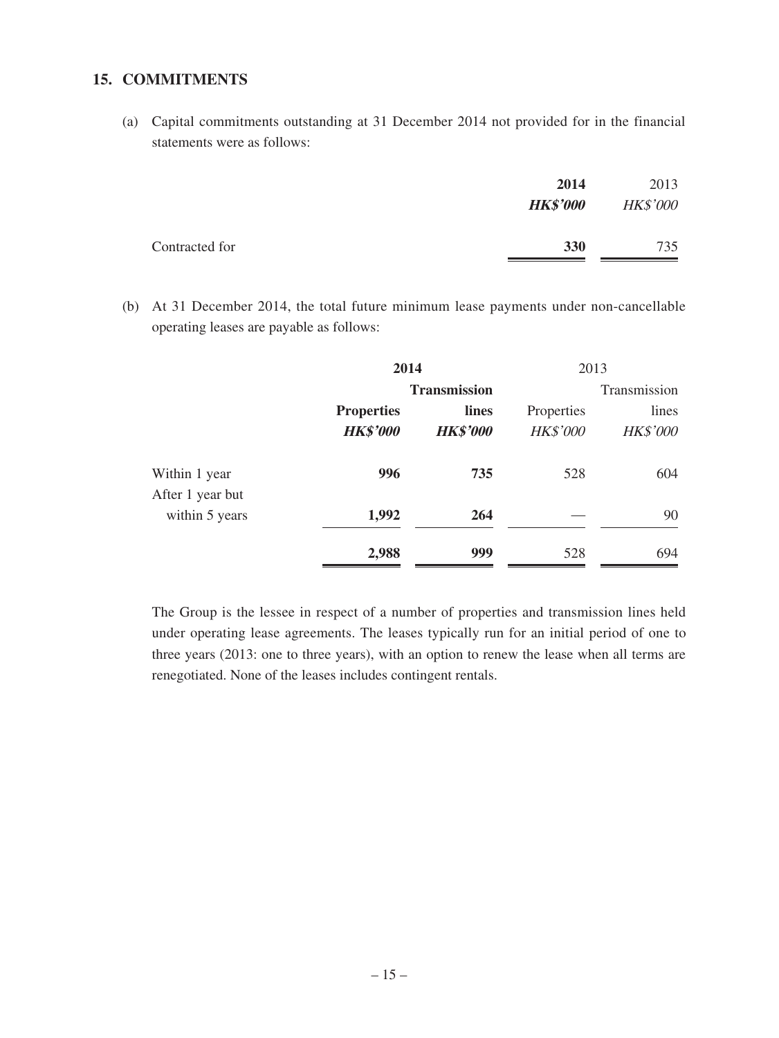## 15. COMMITMENTS

(a) Capital commitments outstanding at 31 December 2014 not provided for in the financial statements were as follows:

| | 2014 | 2013 |
|---|---|---|
| | *HK$'000* | *HK$'000* |
| Contracted for | **330** | 735 |

(b) At 31 December 2014, the total future minimum lease payments under non-cancellable operating leases are payable as follows:

| | **2014** | | 2013 | |
|---|---|---|---|---|
| | **Properties** | **Transmission lines** | Properties | Transmission lines |
| | ***HK$'000*** | ***HK$'000*** | *HK$'000* | *HK$'000* |
| Within 1 year | **996** | **735** | 528 | 604 |
| After 1 year but within 5 years | **1,992** | **264** | — | 90 |
| | **2,988** | **999** | 528 | 694 |

The Group is the lessee in respect of a number of properties and transmission lines held under operating lease agreements. The leases typically run for an initial period of one to three years (2013: one to three years), with an option to renew the lease when all terms are renegotiated. None of the leases includes contingent rentals.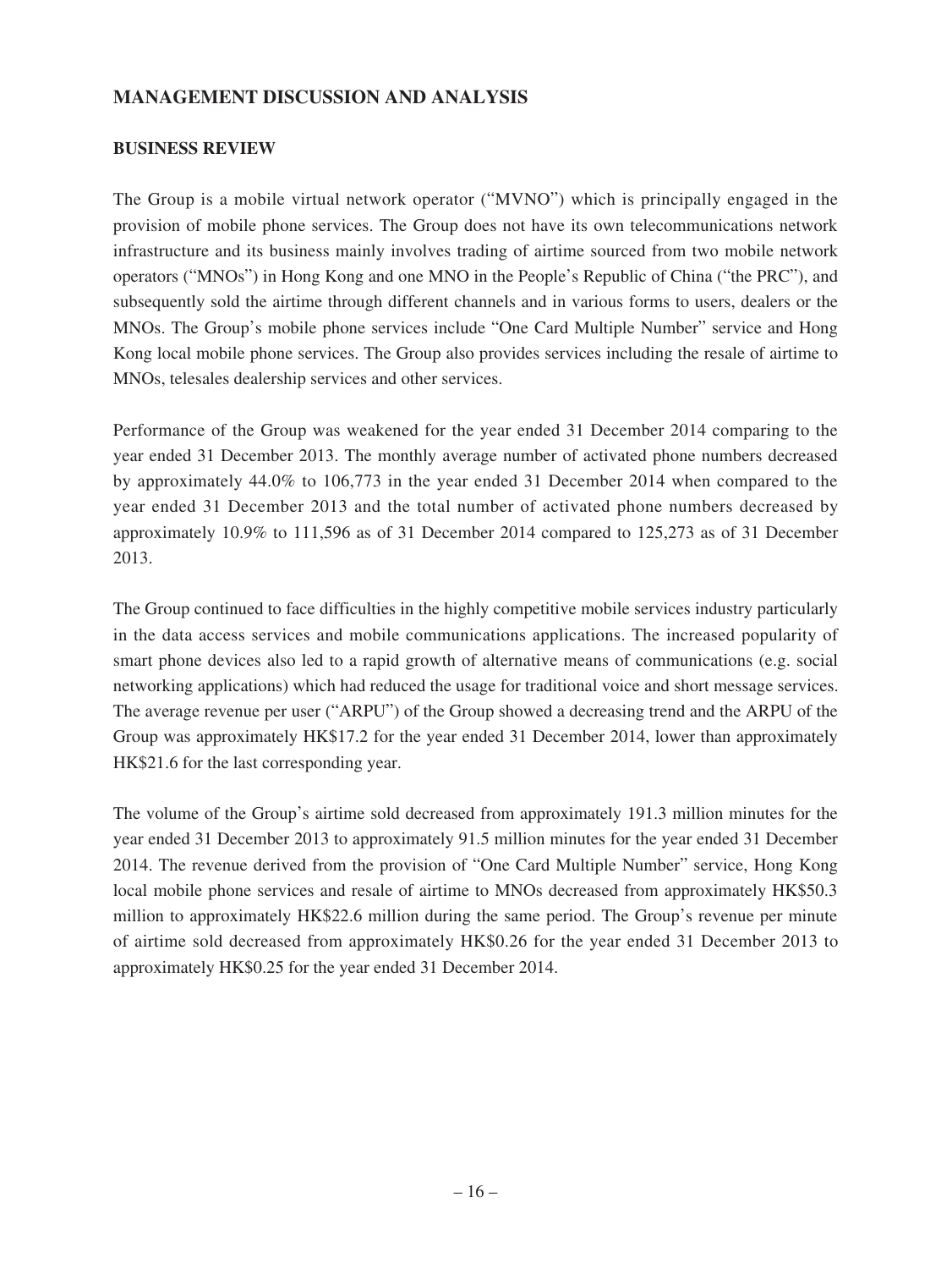## MANAGEMENT DISCUSSION AND ANALYSIS

### BUSINESS REVIEW

The Group is a mobile virtual network operator ("MVNO") which is principally engaged in the provision of mobile phone services. The Group does not have its own telecommunications network infrastructure and its business mainly involves trading of airtime sourced from two mobile network operators ("MNOs") in Hong Kong and one MNO in the People's Republic of China ("the PRC"), and subsequently sold the airtime through different channels and in various forms to users, dealers or the MNOs. The Group's mobile phone services include "One Card Multiple Number" service and Hong Kong local mobile phone services. The Group also provides services including the resale of airtime to MNOs, telesales dealership services and other services.

Performance of the Group was weakened for the year ended 31 December 2014 comparing to the year ended 31 December 2013. The monthly average number of activated phone numbers decreased by approximately 44.0% to 106,773 in the year ended 31 December 2014 when compared to the year ended 31 December 2013 and the total number of activated phone numbers decreased by approximately 10.9% to 111,596 as of 31 December 2014 compared to 125,273 as of 31 December 2013.

The Group continued to face difficulties in the highly competitive mobile services industry particularly in the data access services and mobile communications applications. The increased popularity of smart phone devices also led to a rapid growth of alternative means of communications (e.g. social networking applications) which had reduced the usage for traditional voice and short message services. The average revenue per user ("ARPU") of the Group showed a decreasing trend and the ARPU of the Group was approximately HK$17.2 for the year ended 31 December 2014, lower than approximately HK$21.6 for the last corresponding year.

The volume of the Group's airtime sold decreased from approximately 191.3 million minutes for the year ended 31 December 2013 to approximately 91.5 million minutes for the year ended 31 December 2014. The revenue derived from the provision of "One Card Multiple Number" service, Hong Kong local mobile phone services and resale of airtime to MNOs decreased from approximately HK$50.3 million to approximately HK$22.6 million during the same period. The Group's revenue per minute of airtime sold decreased from approximately HK$0.26 for the year ended 31 December 2013 to approximately HK$0.25 for the year ended 31 December 2014.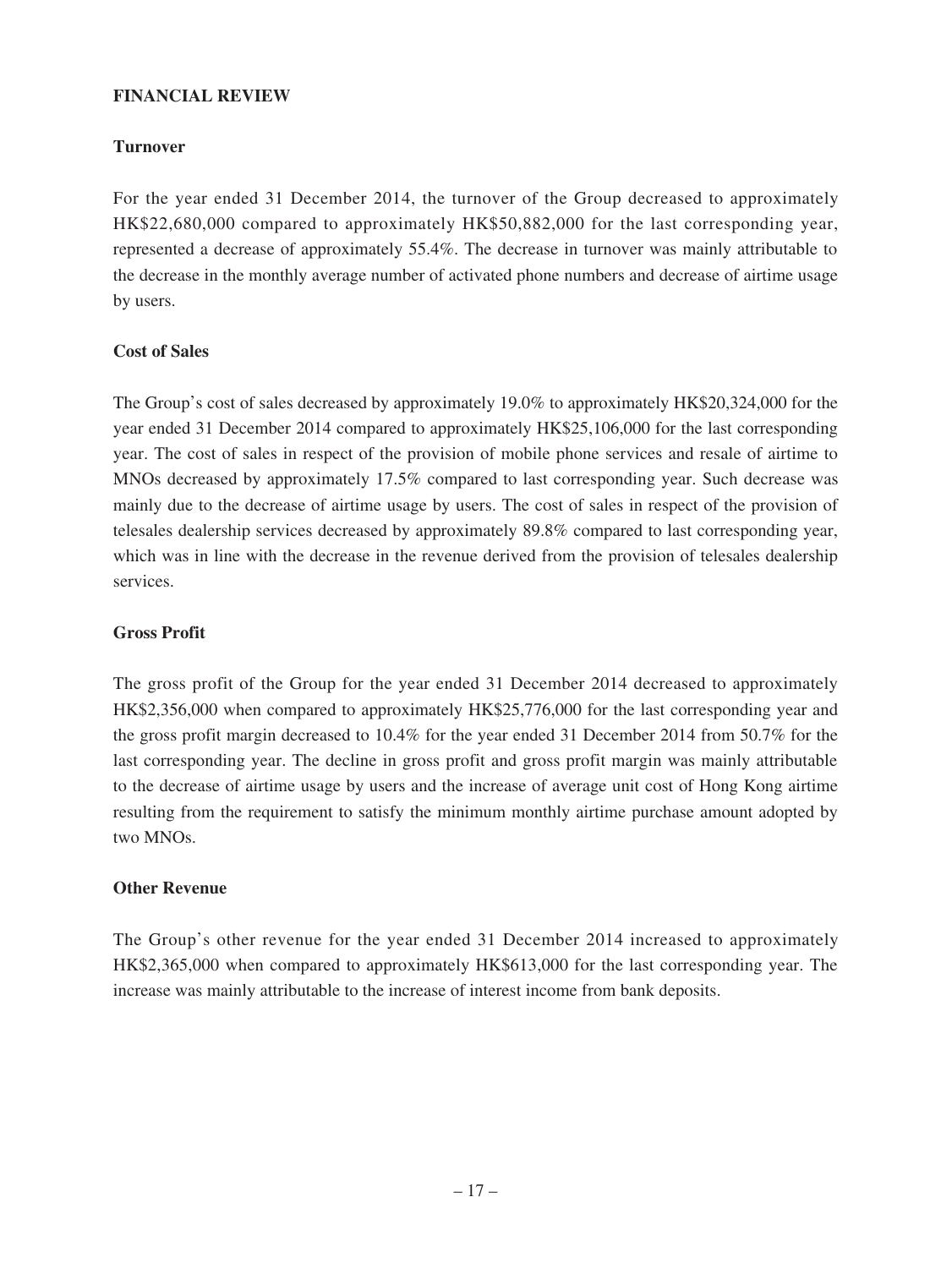## FINANCIAL REVIEW

### Turnover

For the year ended 31 December 2014, the turnover of the Group decreased to approximately HK$22,680,000 compared to approximately HK$50,882,000 for the last corresponding year, represented a decrease of approximately 55.4%. The decrease in turnover was mainly attributable to the decrease in the monthly average number of activated phone numbers and decrease of airtime usage by users.

### Cost of Sales

The Group's cost of sales decreased by approximately 19.0% to approximately HK$20,324,000 for the year ended 31 December 2014 compared to approximately HK$25,106,000 for the last corresponding year. The cost of sales in respect of the provision of mobile phone services and resale of airtime to MNOs decreased by approximately 17.5% compared to last corresponding year. Such decrease was mainly due to the decrease of airtime usage by users. The cost of sales in respect of the provision of telesales dealership services decreased by approximately 89.8% compared to last corresponding year, which was in line with the decrease in the revenue derived from the provision of telesales dealership services.

### Gross Profit

The gross profit of the Group for the year ended 31 December 2014 decreased to approximately HK$2,356,000 when compared to approximately HK$25,776,000 for the last corresponding year and the gross profit margin decreased to 10.4% for the year ended 31 December 2014 from 50.7% for the last corresponding year. The decline in gross profit and gross profit margin was mainly attributable to the decrease of airtime usage by users and the increase of average unit cost of Hong Kong airtime resulting from the requirement to satisfy the minimum monthly airtime purchase amount adopted by two MNOs.

### Other Revenue

The Group's other revenue for the year ended 31 December 2014 increased to approximately HK$2,365,000 when compared to approximately HK$613,000 for the last corresponding year. The increase was mainly attributable to the increase of interest income from bank deposits.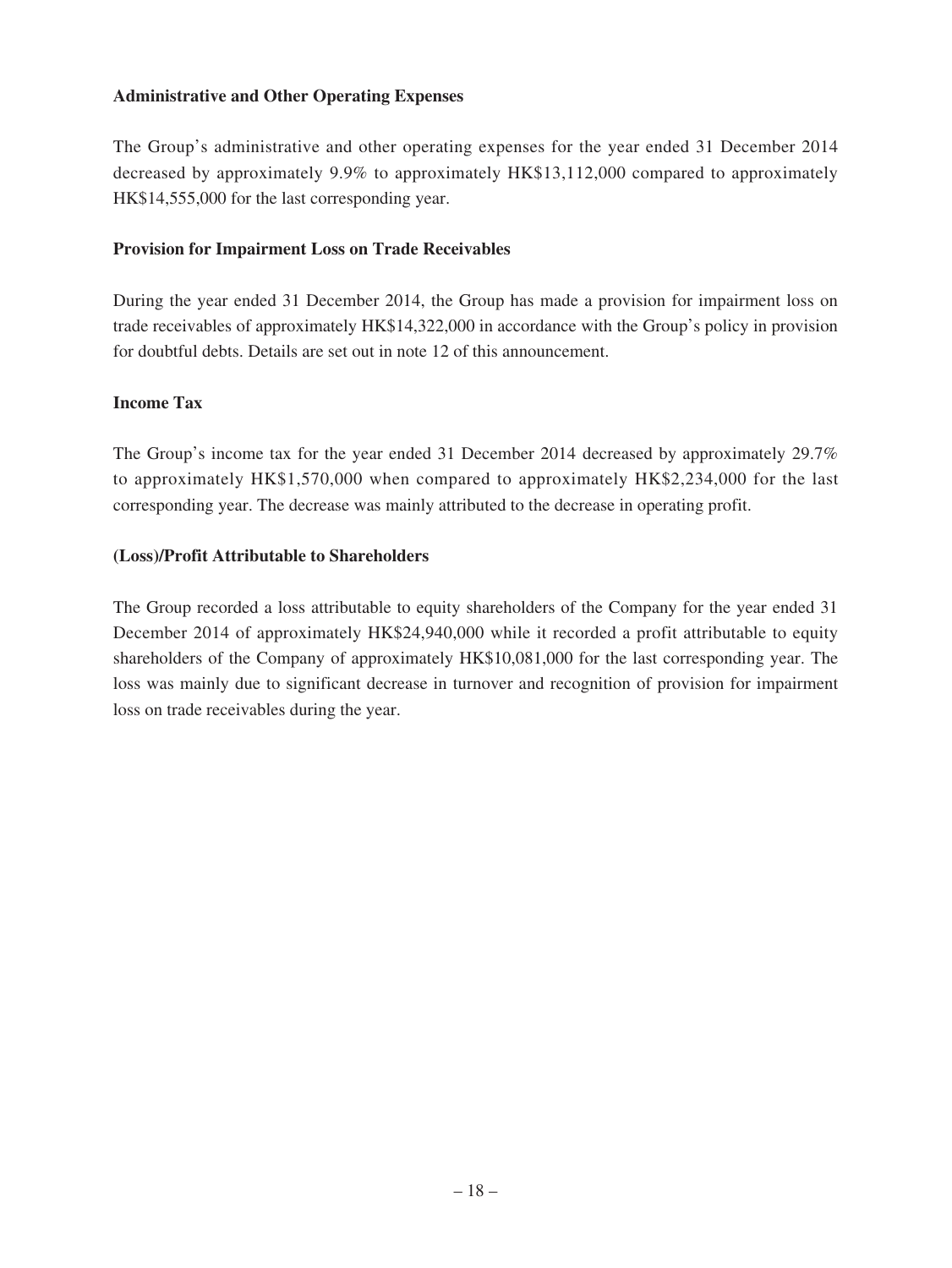**Administrative and Other Operating Expenses**

The Group's administrative and other operating expenses for the year ended 31 December 2014 decreased by approximately 9.9% to approximately HK$13,112,000 compared to approximately HK$14,555,000 for the last corresponding year.

**Provision for Impairment Loss on Trade Receivables**

During the year ended 31 December 2014, the Group has made a provision for impairment loss on trade receivables of approximately HK$14,322,000 in accordance with the Group's policy in provision for doubtful debts. Details are set out in note 12 of this announcement.

**Income Tax**

The Group's income tax for the year ended 31 December 2014 decreased by approximately 29.7% to approximately HK$1,570,000 when compared to approximately HK$2,234,000 for the last corresponding year. The decrease was mainly attributed to the decrease in operating profit.

**(Loss)/Profit Attributable to Shareholders**

The Group recorded a loss attributable to equity shareholders of the Company for the year ended 31 December 2014 of approximately HK$24,940,000 while it recorded a profit attributable to equity shareholders of the Company of approximately HK$10,081,000 for the last corresponding year. The loss was mainly due to significant decrease in turnover and recognition of provision for impairment loss on trade receivables during the year.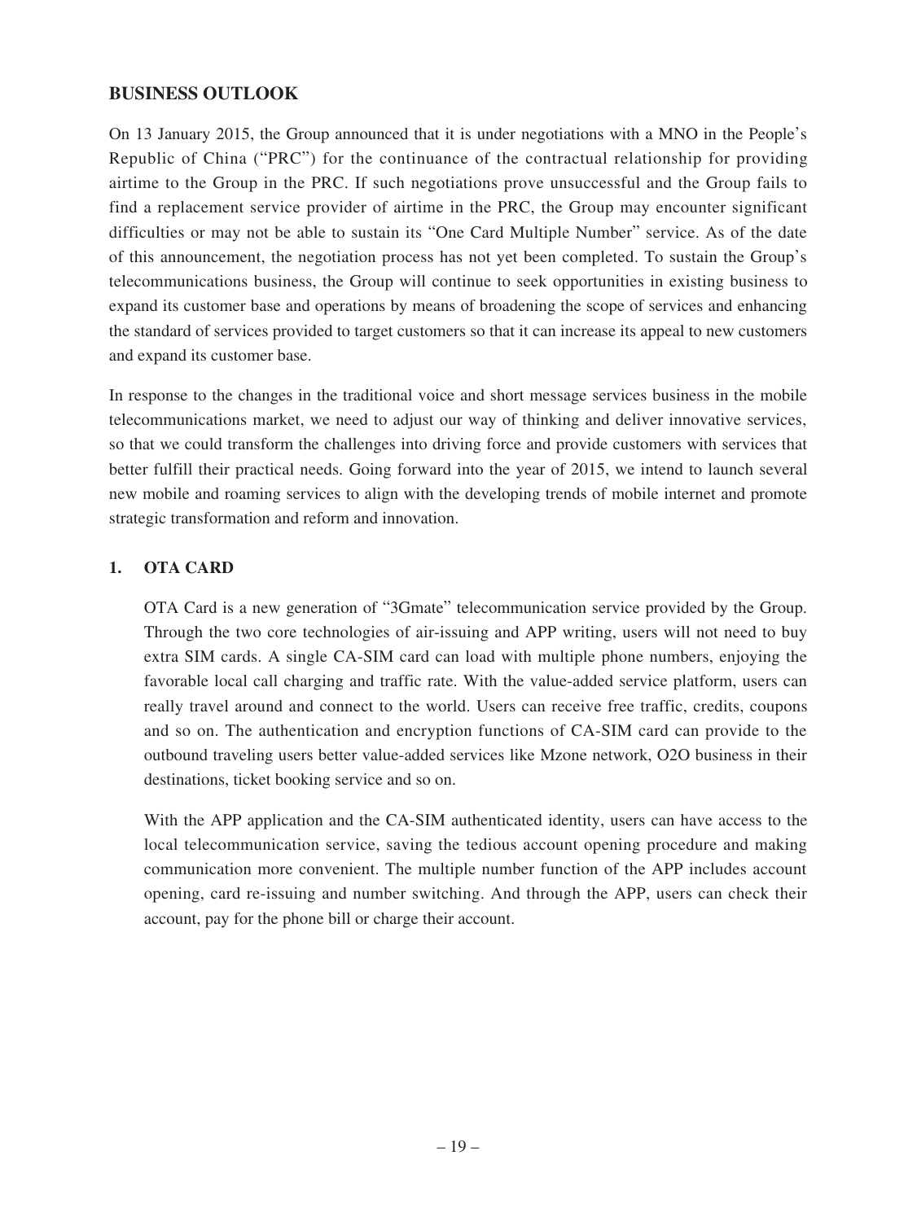## BUSINESS OUTLOOK

On 13 January 2015, the Group announced that it is under negotiations with a MNO in the People's Republic of China ("PRC") for the continuance of the contractual relationship for providing airtime to the Group in the PRC. If such negotiations prove unsuccessful and the Group fails to find a replacement service provider of airtime in the PRC, the Group may encounter significant difficulties or may not be able to sustain its "One Card Multiple Number" service. As of the date of this announcement, the negotiation process has not yet been completed. To sustain the Group's telecommunications business, the Group will continue to seek opportunities in existing business to expand its customer base and operations by means of broadening the scope of services and enhancing the standard of services provided to target customers so that it can increase its appeal to new customers and expand its customer base.

In response to the changes in the traditional voice and short message services business in the mobile telecommunications market, we need to adjust our way of thinking and deliver innovative services, so that we could transform the challenges into driving force and provide customers with services that better fulfill their practical needs. Going forward into the year of 2015, we intend to launch several new mobile and roaming services to align with the developing trends of mobile internet and promote strategic transformation and reform and innovation.

### 1. OTA CARD

OTA Card is a new generation of "3Gmate" telecommunication service provided by the Group. Through the two core technologies of air-issuing and APP writing, users will not need to buy extra SIM cards. A single CA-SIM card can load with multiple phone numbers, enjoying the favorable local call charging and traffic rate. With the value-added service platform, users can really travel around and connect to the world. Users can receive free traffic, credits, coupons and so on. The authentication and encryption functions of CA-SIM card can provide to the outbound traveling users better value-added services like Mzone network, O2O business in their destinations, ticket booking service and so on.

With the APP application and the CA-SIM authenticated identity, users can have access to the local telecommunication service, saving the tedious account opening procedure and making communication more convenient. The multiple number function of the APP includes account opening, card re-issuing and number switching. And through the APP, users can check their account, pay for the phone bill or charge their account.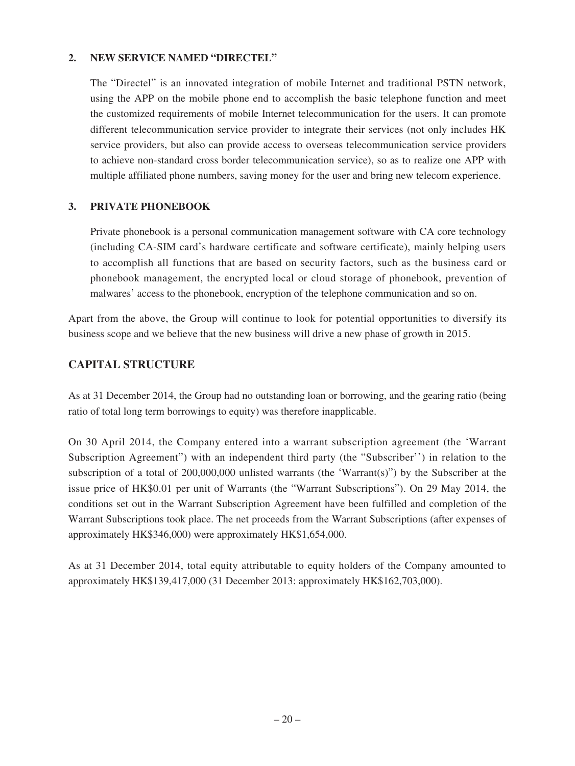**2. NEW SERVICE NAMED "DIRECTEL"**

The "Directel" is an innovated integration of mobile Internet and traditional PSTN network, using the APP on the mobile phone end to accomplish the basic telephone function and meet the customized requirements of mobile Internet telecommunication for the users. It can promote different telecommunication service provider to integrate their services (not only includes HK service providers, but also can provide access to overseas telecommunication service providers to achieve non-standard cross border telecommunication service), so as to realize one APP with multiple affiliated phone numbers, saving money for the user and bring new telecom experience.

**3. PRIVATE PHONEBOOK**

Private phonebook is a personal communication management software with CA core technology (including CA-SIM card's hardware certificate and software certificate), mainly helping users to accomplish all functions that are based on security factors, such as the business card or phonebook management, the encrypted local or cloud storage of phonebook, prevention of malwares' access to the phonebook, encryption of the telephone communication and so on.

Apart from the above, the Group will continue to look for potential opportunities to diversify its business scope and we believe that the new business will drive a new phase of growth in 2015.

## CAPITAL STRUCTURE

As at 31 December 2014, the Group had no outstanding loan or borrowing, and the gearing ratio (being ratio of total long term borrowings to equity) was therefore inapplicable.

On 30 April 2014, the Company entered into a warrant subscription agreement (the 'Warrant Subscription Agreement") with an independent third party (the "Subscriber'') in relation to the subscription of a total of 200,000,000 unlisted warrants (the 'Warrant(s)") by the Subscriber at the issue price of HK$0.01 per unit of Warrants (the "Warrant Subscriptions"). On 29 May 2014, the conditions set out in the Warrant Subscription Agreement have been fulfilled and completion of the Warrant Subscriptions took place. The net proceeds from the Warrant Subscriptions (after expenses of approximately HK$346,000) were approximately HK$1,654,000.

As at 31 December 2014, total equity attributable to equity holders of the Company amounted to approximately HK$139,417,000 (31 December 2013: approximately HK$162,703,000).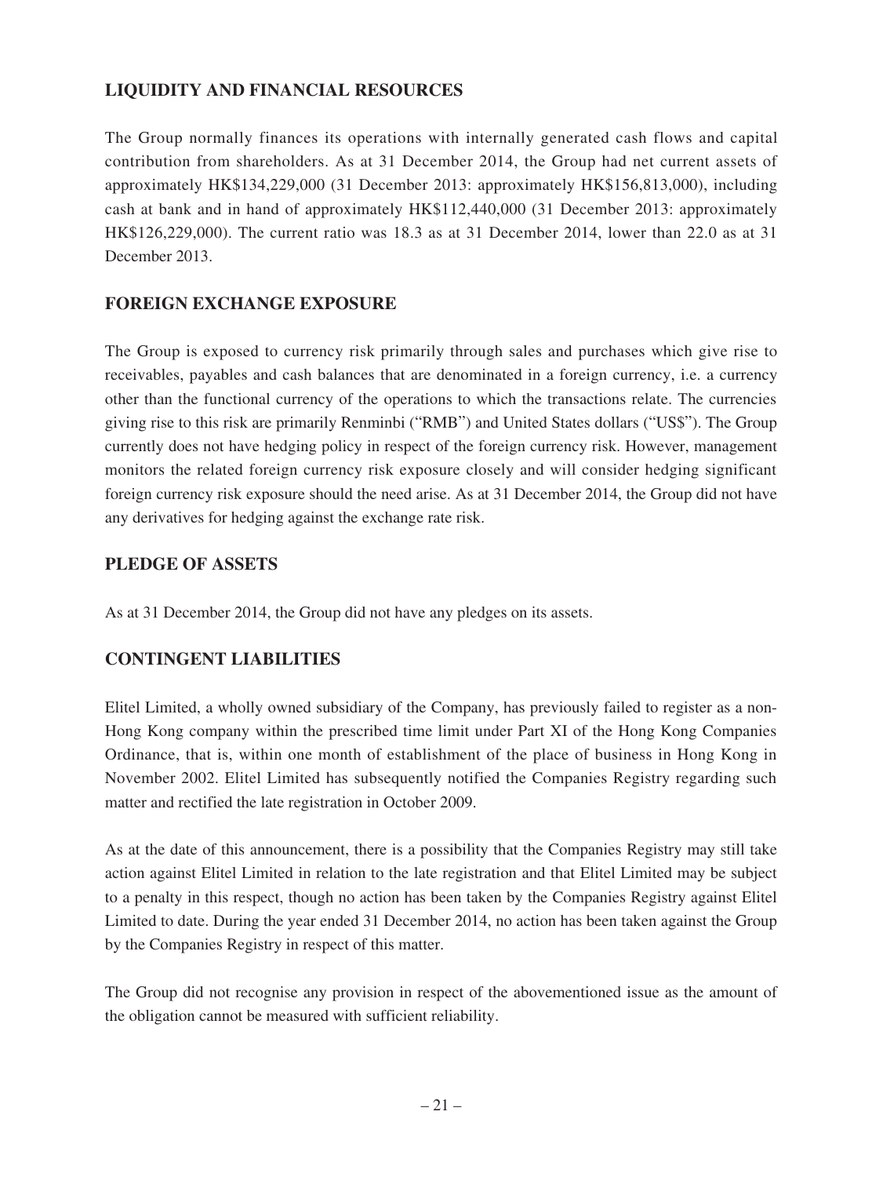## LIQUIDITY AND FINANCIAL RESOURCES

The Group normally finances its operations with internally generated cash flows and capital contribution from shareholders. As at 31 December 2014, the Group had net current assets of approximately HK$134,229,000 (31 December 2013: approximately HK$156,813,000), including cash at bank and in hand of approximately HK$112,440,000 (31 December 2013: approximately HK$126,229,000). The current ratio was 18.3 as at 31 December 2014, lower than 22.0 as at 31 December 2013.

## FOREIGN EXCHANGE EXPOSURE

The Group is exposed to currency risk primarily through sales and purchases which give rise to receivables, payables and cash balances that are denominated in a foreign currency, i.e. a currency other than the functional currency of the operations to which the transactions relate. The currencies giving rise to this risk are primarily Renminbi ("RMB") and United States dollars ("US$"). The Group currently does not have hedging policy in respect of the foreign currency risk. However, management monitors the related foreign currency risk exposure closely and will consider hedging significant foreign currency risk exposure should the need arise. As at 31 December 2014, the Group did not have any derivatives for hedging against the exchange rate risk.

## PLEDGE OF ASSETS

As at 31 December 2014, the Group did not have any pledges on its assets.

## CONTINGENT LIABILITIES

Elitel Limited, a wholly owned subsidiary of the Company, has previously failed to register as a non-Hong Kong company within the prescribed time limit under Part XI of the Hong Kong Companies Ordinance, that is, within one month of establishment of the place of business in Hong Kong in November 2002. Elitel Limited has subsequently notified the Companies Registry regarding such matter and rectified the late registration in October 2009.

As at the date of this announcement, there is a possibility that the Companies Registry may still take action against Elitel Limited in relation to the late registration and that Elitel Limited may be subject to a penalty in this respect, though no action has been taken by the Companies Registry against Elitel Limited to date. During the year ended 31 December 2014, no action has been taken against the Group by the Companies Registry in respect of this matter.

The Group did not recognise any provision in respect of the abovementioned issue as the amount of the obligation cannot be measured with sufficient reliability.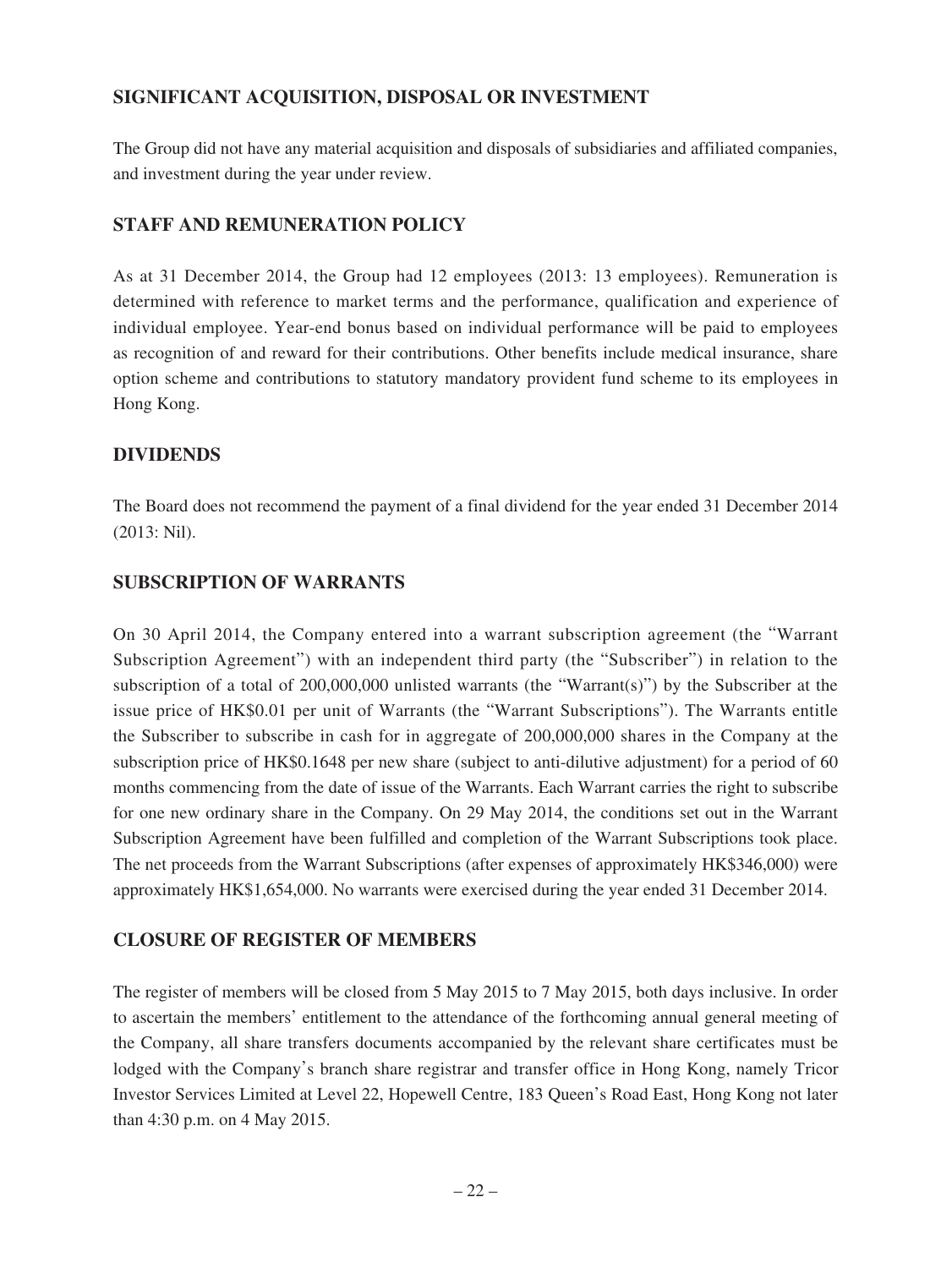## SIGNIFICANT ACQUISITION, DISPOSAL OR INVESTMENT

The Group did not have any material acquisition and disposals of subsidiaries and affiliated companies, and investment during the year under review.

## STAFF AND REMUNERATION POLICY

As at 31 December 2014, the Group had 12 employees (2013: 13 employees). Remuneration is determined with reference to market terms and the performance, qualification and experience of individual employee. Year-end bonus based on individual performance will be paid to employees as recognition of and reward for their contributions. Other benefits include medical insurance, share option scheme and contributions to statutory mandatory provident fund scheme to its employees in Hong Kong.

## DIVIDENDS

The Board does not recommend the payment of a final dividend for the year ended 31 December 2014 (2013: Nil).

## SUBSCRIPTION OF WARRANTS

On 30 April 2014, the Company entered into a warrant subscription agreement (the "Warrant Subscription Agreement") with an independent third party (the "Subscriber") in relation to the subscription of a total of 200,000,000 unlisted warrants (the "Warrant(s)") by the Subscriber at the issue price of HK$0.01 per unit of Warrants (the "Warrant Subscriptions"). The Warrants entitle the Subscriber to subscribe in cash for in aggregate of 200,000,000 shares in the Company at the subscription price of HK$0.1648 per new share (subject to anti-dilutive adjustment) for a period of 60 months commencing from the date of issue of the Warrants. Each Warrant carries the right to subscribe for one new ordinary share in the Company. On 29 May 2014, the conditions set out in the Warrant Subscription Agreement have been fulfilled and completion of the Warrant Subscriptions took place. The net proceeds from the Warrant Subscriptions (after expenses of approximately HK$346,000) were approximately HK$1,654,000. No warrants were exercised during the year ended 31 December 2014.

## CLOSURE OF REGISTER OF MEMBERS

The register of members will be closed from 5 May 2015 to 7 May 2015, both days inclusive. In order to ascertain the members' entitlement to the attendance of the forthcoming annual general meeting of the Company, all share transfers documents accompanied by the relevant share certificates must be lodged with the Company's branch share registrar and transfer office in Hong Kong, namely Tricor Investor Services Limited at Level 22, Hopewell Centre, 183 Queen's Road East, Hong Kong not later than 4:30 p.m. on 4 May 2015.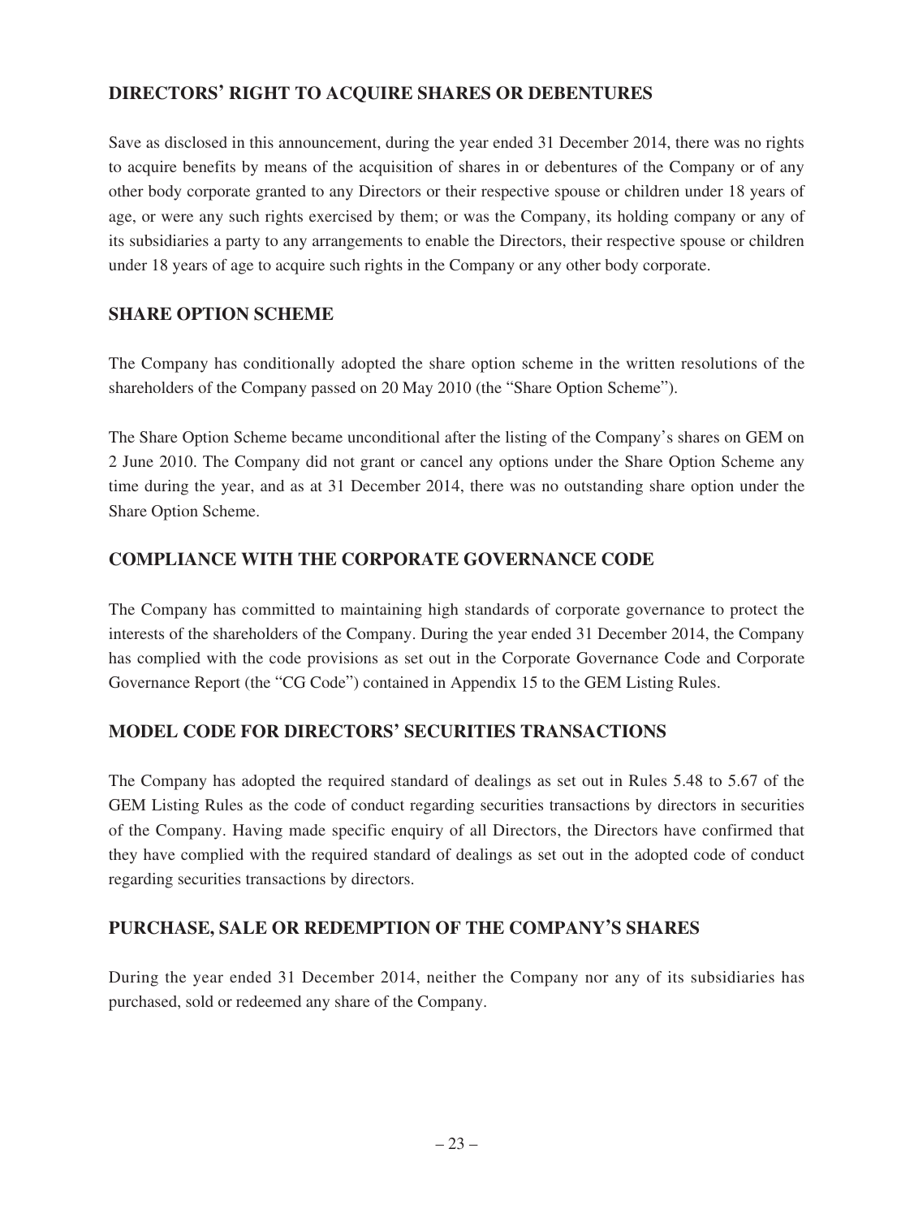## DIRECTORS' RIGHT TO ACQUIRE SHARES OR DEBENTURES

Save as disclosed in this announcement, during the year ended 31 December 2014, there was no rights to acquire benefits by means of the acquisition of shares in or debentures of the Company or of any other body corporate granted to any Directors or their respective spouse or children under 18 years of age, or were any such rights exercised by them; or was the Company, its holding company or any of its subsidiaries a party to any arrangements to enable the Directors, their respective spouse or children under 18 years of age to acquire such rights in the Company or any other body corporate.

## SHARE OPTION SCHEME

The Company has conditionally adopted the share option scheme in the written resolutions of the shareholders of the Company passed on 20 May 2010 (the "Share Option Scheme").

The Share Option Scheme became unconditional after the listing of the Company's shares on GEM on 2 June 2010. The Company did not grant or cancel any options under the Share Option Scheme any time during the year, and as at 31 December 2014, there was no outstanding share option under the Share Option Scheme.

## COMPLIANCE WITH THE CORPORATE GOVERNANCE CODE

The Company has committed to maintaining high standards of corporate governance to protect the interests of the shareholders of the Company. During the year ended 31 December 2014, the Company has complied with the code provisions as set out in the Corporate Governance Code and Corporate Governance Report (the "CG Code") contained in Appendix 15 to the GEM Listing Rules.

## MODEL CODE FOR DIRECTORS' SECURITIES TRANSACTIONS

The Company has adopted the required standard of dealings as set out in Rules 5.48 to 5.67 of the GEM Listing Rules as the code of conduct regarding securities transactions by directors in securities of the Company. Having made specific enquiry of all Directors, the Directors have confirmed that they have complied with the required standard of dealings as set out in the adopted code of conduct regarding securities transactions by directors.

## PURCHASE, SALE OR REDEMPTION OF THE COMPANY'S SHARES

During the year ended 31 December 2014, neither the Company nor any of its subsidiaries has purchased, sold or redeemed any share of the Company.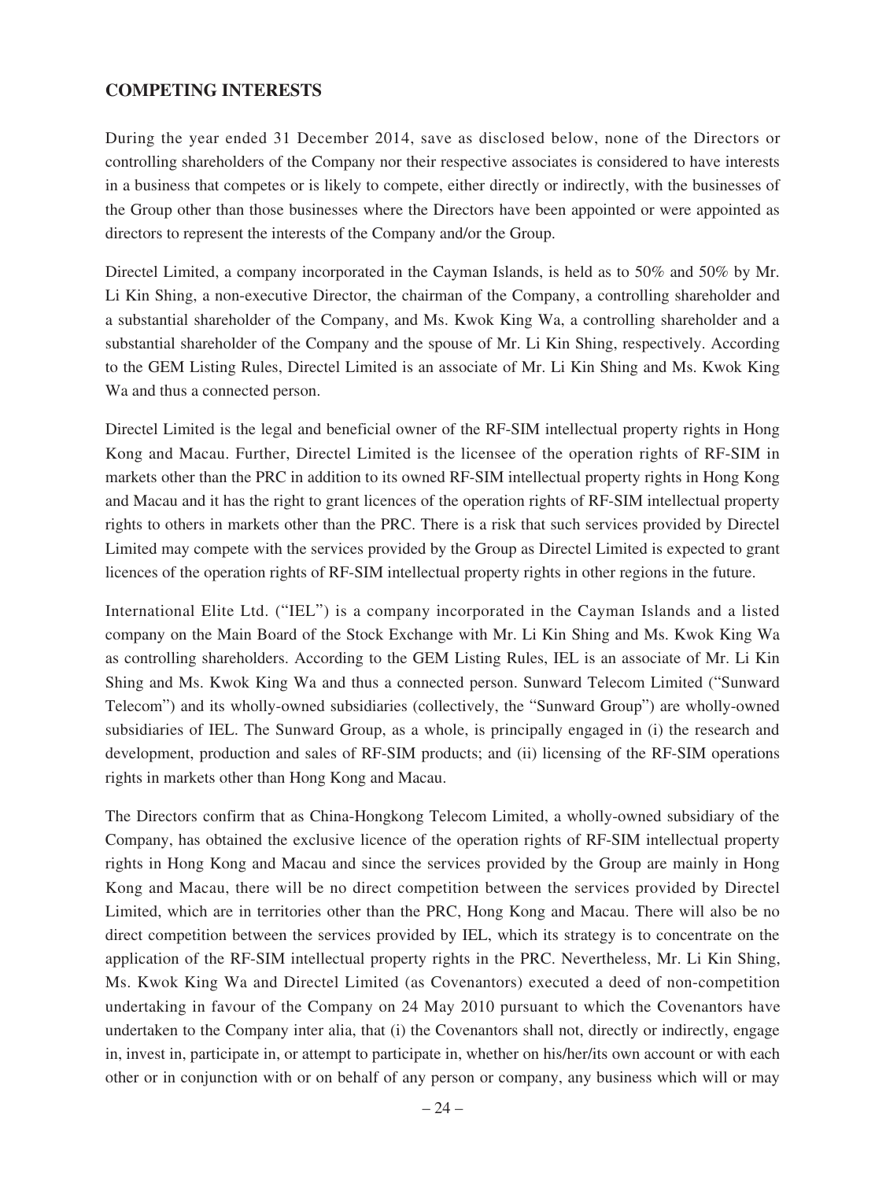## COMPETING INTERESTS

During the year ended 31 December 2014, save as disclosed below, none of the Directors or controlling shareholders of the Company nor their respective associates is considered to have interests in a business that competes or is likely to compete, either directly or indirectly, with the businesses of the Group other than those businesses where the Directors have been appointed or were appointed as directors to represent the interests of the Company and/or the Group.

Directel Limited, a company incorporated in the Cayman Islands, is held as to 50% and 50% by Mr. Li Kin Shing, a non-executive Director, the chairman of the Company, a controlling shareholder and a substantial shareholder of the Company, and Ms. Kwok King Wa, a controlling shareholder and a substantial shareholder of the Company and the spouse of Mr. Li Kin Shing, respectively. According to the GEM Listing Rules, Directel Limited is an associate of Mr. Li Kin Shing and Ms. Kwok King Wa and thus a connected person.

Directel Limited is the legal and beneficial owner of the RF-SIM intellectual property rights in Hong Kong and Macau. Further, Directel Limited is the licensee of the operation rights of RF-SIM in markets other than the PRC in addition to its owned RF-SIM intellectual property rights in Hong Kong and Macau and it has the right to grant licences of the operation rights of RF-SIM intellectual property rights to others in markets other than the PRC. There is a risk that such services provided by Directel Limited may compete with the services provided by the Group as Directel Limited is expected to grant licences of the operation rights of RF-SIM intellectual property rights in other regions in the future.

International Elite Ltd. ("IEL") is a company incorporated in the Cayman Islands and a listed company on the Main Board of the Stock Exchange with Mr. Li Kin Shing and Ms. Kwok King Wa as controlling shareholders. According to the GEM Listing Rules, IEL is an associate of Mr. Li Kin Shing and Ms. Kwok King Wa and thus a connected person. Sunward Telecom Limited ("Sunward Telecom") and its wholly-owned subsidiaries (collectively, the "Sunward Group") are wholly-owned subsidiaries of IEL. The Sunward Group, as a whole, is principally engaged in (i) the research and development, production and sales of RF-SIM products; and (ii) licensing of the RF-SIM operations rights in markets other than Hong Kong and Macau.

The Directors confirm that as China-Hongkong Telecom Limited, a wholly-owned subsidiary of the Company, has obtained the exclusive licence of the operation rights of RF-SIM intellectual property rights in Hong Kong and Macau and since the services provided by the Group are mainly in Hong Kong and Macau, there will be no direct competition between the services provided by Directel Limited, which are in territories other than the PRC, Hong Kong and Macau. There will also be no direct competition between the services provided by IEL, which its strategy is to concentrate on the application of the RF-SIM intellectual property rights in the PRC. Nevertheless, Mr. Li Kin Shing, Ms. Kwok King Wa and Directel Limited (as Covenantors) executed a deed of non-competition undertaking in favour of the Company on 24 May 2010 pursuant to which the Covenantors have undertaken to the Company inter alia, that (i) the Covenantors shall not, directly or indirectly, engage in, invest in, participate in, or attempt to participate in, whether on his/her/its own account or with each other or in conjunction with or on behalf of any person or company, any business which will or may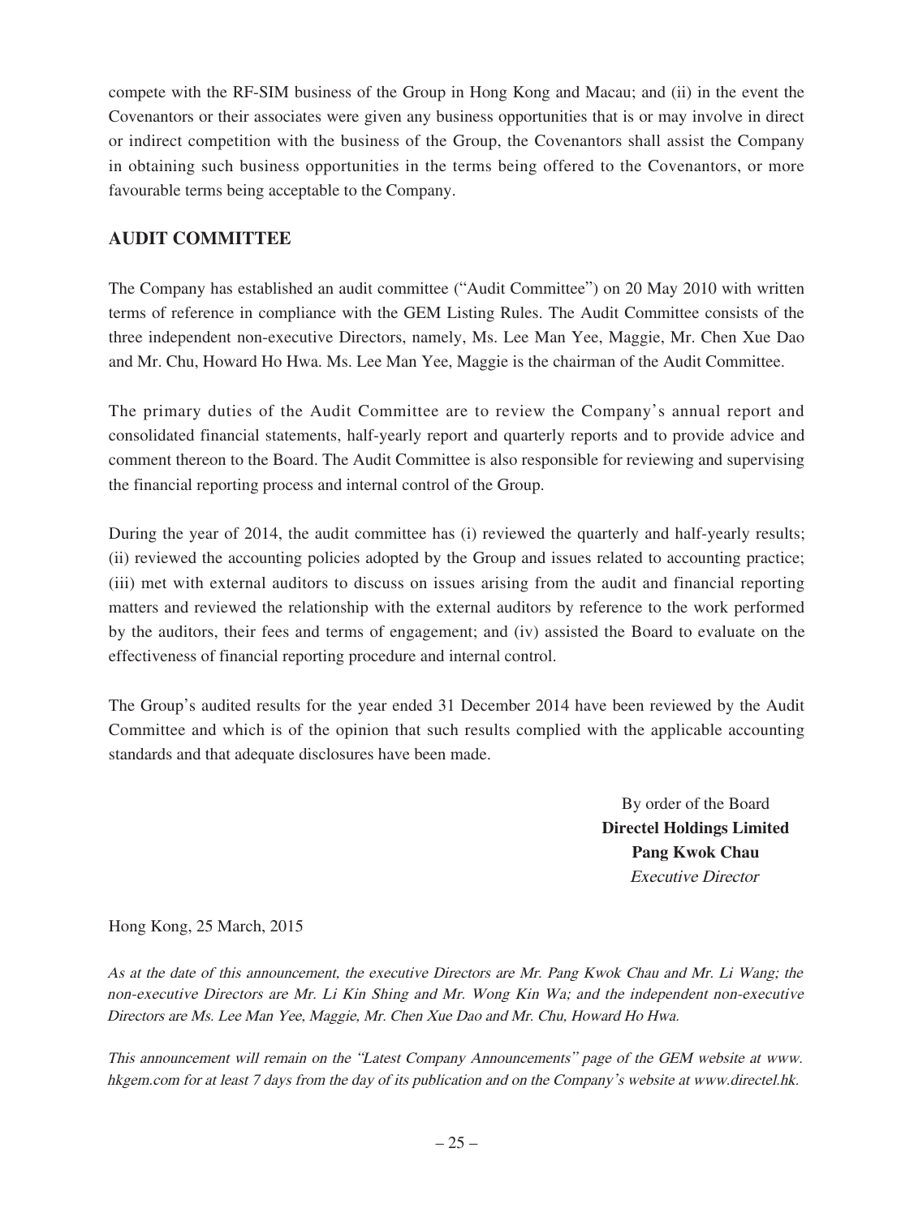compete with the RF-SIM business of the Group in Hong Kong and Macau; and (ii) in the event the Covenantors or their associates were given any business opportunities that is or may involve in direct or indirect competition with the business of the Group, the Covenantors shall assist the Company in obtaining such business opportunities in the terms being offered to the Covenantors, or more favourable terms being acceptable to the Company.

## AUDIT COMMITTEE

The Company has established an audit committee ("Audit Committee") on 20 May 2010 with written terms of reference in compliance with the GEM Listing Rules. The Audit Committee consists of the three independent non-executive Directors, namely, Ms. Lee Man Yee, Maggie, Mr. Chen Xue Dao and Mr. Chu, Howard Ho Hwa. Ms. Lee Man Yee, Maggie is the chairman of the Audit Committee.

The primary duties of the Audit Committee are to review the Company's annual report and consolidated financial statements, half-yearly report and quarterly reports and to provide advice and comment thereon to the Board. The Audit Committee is also responsible for reviewing and supervising the financial reporting process and internal control of the Group.

During the year of 2014, the audit committee has (i) reviewed the quarterly and half-yearly results; (ii) reviewed the accounting policies adopted by the Group and issues related to accounting practice; (iii) met with external auditors to discuss on issues arising from the audit and financial reporting matters and reviewed the relationship with the external auditors by reference to the work performed by the auditors, their fees and terms of engagement; and (iv) assisted the Board to evaluate on the effectiveness of financial reporting procedure and internal control.

The Group's audited results for the year ended 31 December 2014 have been reviewed by the Audit Committee and which is of the opinion that such results complied with the applicable accounting standards and that adequate disclosures have been made.

By order of the Board
**Directel Holdings Limited**
**Pang Kwok Chau**
*Executive Director*

Hong Kong, 25 March, 2015

*As at the date of this announcement, the executive Directors are Mr. Pang Kwok Chau and Mr. Li Wang; the non-executive Directors are Mr. Li Kin Shing and Mr. Wong Kin Wa; and the independent non-executive Directors are Ms. Lee Man Yee, Maggie, Mr. Chen Xue Dao and Mr. Chu, Howard Ho Hwa.*

*This announcement will remain on the "Latest Company Announcements" page of the GEM website at www.hkgem.com for at least 7 days from the day of its publication and on the Company's website at www.directel.hk.*